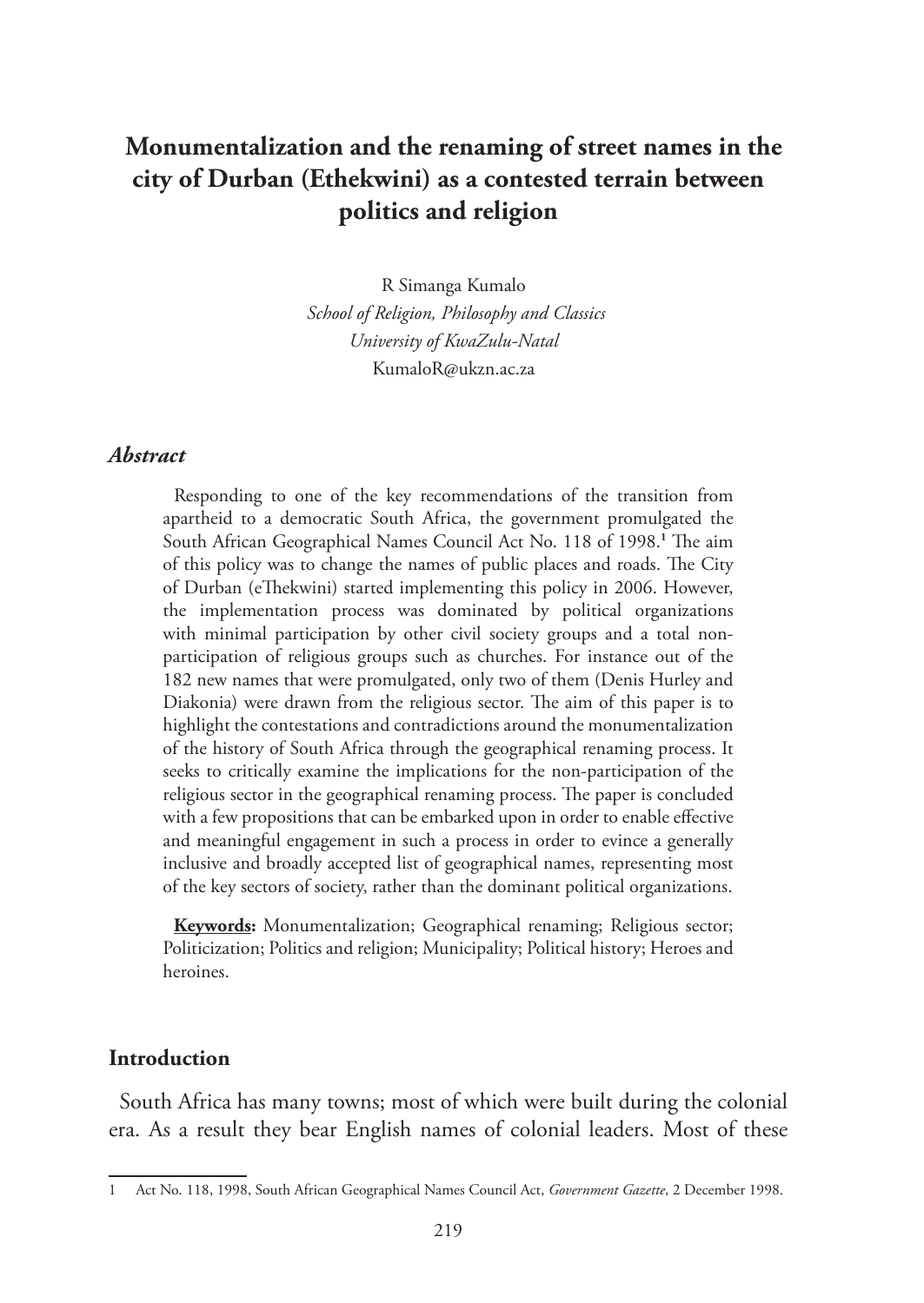# Monumentalization and the renaming of street names in the city of Durban (Ethekwini) as a contested terrain between politics and religion

R Simanga Kumalo
*School of Religion, Philosophy and Classics*
*University of KwaZulu-Natal*
KumaloR@ukzn.ac.za

### *Abstract*

Responding to one of the key recommendations of the transition from apartheid to a democratic South Africa, the government promulgated the South African Geographical Names Council Act No. 118 of 1998.[1] The aim of this policy was to change the names of public places and roads. The City of Durban (eThekwini) started implementing this policy in 2006. However, the implementation process was dominated by political organizations with minimal participation by other civil society groups and a total non-participation of religious groups such as churches. For instance out of the 182 new names that were promulgated, only two of them (Denis Hurley and Diakonia) were drawn from the religious sector. The aim of this paper is to highlight the contestations and contradictions around the monumentalization of the history of South Africa through the geographical renaming process. It seeks to critically examine the implications for the non-participation of the religious sector in the geographical renaming process. The paper is concluded with a few propositions that can be embarked upon in order to enable effective and meaningful engagement in such a process in order to evince a generally inclusive and broadly accepted list of geographical names, representing most of the key sectors of society, rather than the dominant political organizations.

**Keywords:** Monumentalization; Geographical renaming; Religious sector; Politicization; Politics and religion; Municipality; Political history; Heroes and heroines.

## Introduction

South Africa has many towns; most of which were built during the colonial era. As a result they bear English names of colonial leaders. Most of these

1 Act No. 118, 1998, South African Geographical Names Council Act, *Government Gazette*, 2 December 1998.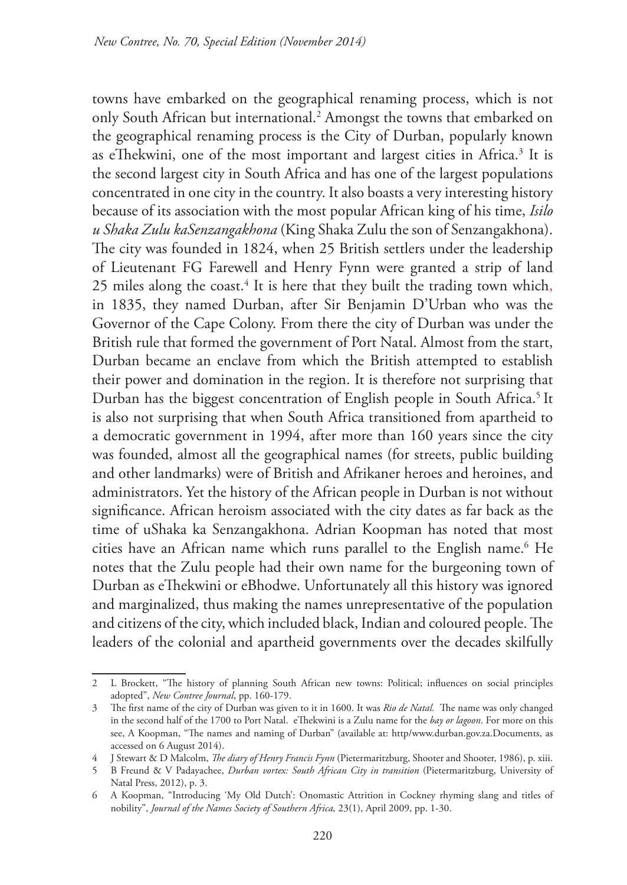towns have embarked on the geographical renaming process, which is not only South African but international.[2] Amongst the towns that embarked on the geographical renaming process is the City of Durban, popularly known as eThekwini, one of the most important and largest cities in Africa.[3] It is the second largest city in South Africa and has one of the largest populations concentrated in one city in the country. It also boasts a very interesting history because of its association with the most popular African king of his time, *Isilo u Shaka Zulu kaSenzangakhona* (King Shaka Zulu the son of Senzangakhona). The city was founded in 1824, when 25 British settlers under the leadership of Lieutenant FG Farewell and Henry Fynn were granted a strip of land 25 miles along the coast.[4] It is here that they built the trading town which, in 1835, they named Durban, after Sir Benjamin D'Urban who was the Governor of the Cape Colony. From there the city of Durban was under the British rule that formed the government of Port Natal. Almost from the start, Durban became an enclave from which the British attempted to establish their power and domination in the region. It is therefore not surprising that Durban has the biggest concentration of English people in South Africa.[5] It is also not surprising that when South Africa transitioned from apartheid to a democratic government in 1994, after more than 160 years since the city was founded, almost all the geographical names (for streets, public building and other landmarks) were of British and Afrikaner heroes and heroines, and administrators. Yet the history of the African people in Durban is not without significance. African heroism associated with the city dates as far back as the time of uShaka ka Senzangakhona. Adrian Koopman has noted that most cities have an African name which runs parallel to the English name.[6] He notes that the Zulu people had their own name for the burgeoning town of Durban as eThekwini or eBhodwe. Unfortunately all this history was ignored and marginalized, thus making the names unrepresentative of the population and citizens of the city, which included black, Indian and coloured people. The leaders of the colonial and apartheid governments over the decades skilfully

---

2 L Brockett, "The history of planning South African new towns: Political; influences on social principles adopted", *New Contree Journal*, pp. 160-179.

3 The first name of the city of Durban was given to it in 1600. It was *Rio de Natal.* The name was only changed in the second half of the 1700 to Port Natal. eThekwini is a Zulu name for the *bay or lagoon*. For more on this see, A Koopman, "The names and naming of Durban" (available at: http/www.durban.gov.za.Documents, as accessed on 6 August 2014).

4 J Stewart & D Malcolm, *The diary of Henry Francis Fynn* (Pietermaritzburg, Shooter and Shooter, 1986), p. xiii.

5 B Freund & V Padayachee, *Durban vortex: South African City in transition* (Pietermaritzburg, University of Natal Press, 2012), p. 3.

6 A Koopman, "Introducing 'My Old Dutch': Onomastic Attrition in Cockney rhyming slang and titles of nobility", *Journal of the Names Society of Southern Africa,* 23(1), April 2009, pp. 1-30.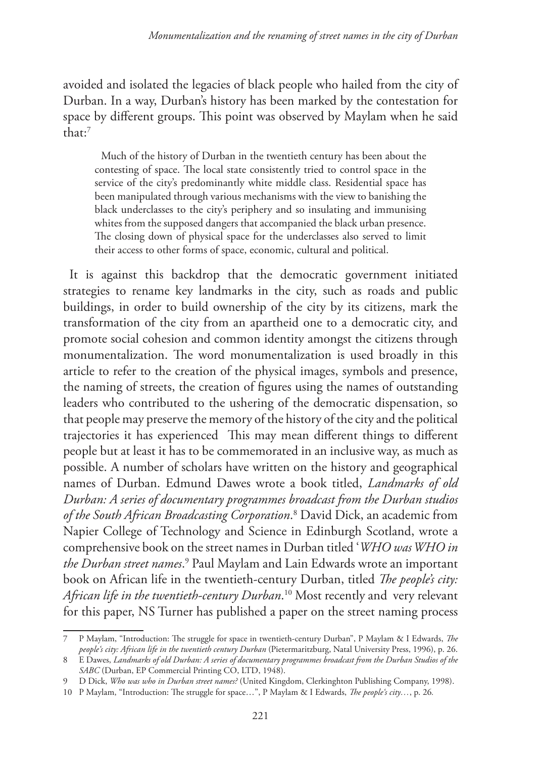avoided and isolated the legacies of black people who hailed from the city of Durban. In a way, Durban's history has been marked by the contestation for space by different groups. This point was observed by Maylam when he said that:[7]

> Much of the history of Durban in the twentieth century has been about the contesting of space. The local state consistently tried to control space in the service of the city's predominantly white middle class. Residential space has been manipulated through various mechanisms with the view to banishing the black underclasses to the city's periphery and so insulating and immunising whites from the supposed dangers that accompanied the black urban presence. The closing down of physical space for the underclasses also served to limit their access to other forms of space, economic, cultural and political.

It is against this backdrop that the democratic government initiated strategies to rename key landmarks in the city, such as roads and public buildings, in order to build ownership of the city by its citizens, mark the transformation of the city from an apartheid one to a democratic city, and promote social cohesion and common identity amongst the citizens through monumentalization. The word monumentalization is used broadly in this article to refer to the creation of the physical images, symbols and presence, the naming of streets, the creation of figures using the names of outstanding leaders who contributed to the ushering of the democratic dispensation, so that people may preserve the memory of the history of the city and the political trajectories it has experienced This may mean different things to different people but at least it has to be commemorated in an inclusive way, as much as possible. A number of scholars have written on the history and geographical names of Durban. Edmund Dawes wrote a book titled, *Landmarks of old Durban: A series of documentary programmes broadcast from the Durban studios of the South African Broadcasting Corporation*.[8] David Dick, an academic from Napier College of Technology and Science in Edinburgh Scotland, wrote a comprehensive book on the street names in Durban titled '*WHO was WHO in the Durban street names*.[9] Paul Maylam and Lain Edwards wrote an important book on African life in the twentieth-century Durban, titled *The people's city: African life in the twentieth-century Durban*.[10] Most recently and very relevant for this paper, NS Turner has published a paper on the street naming process

---

7 P Maylam, "Introduction: The struggle for space in twentieth-century Durban", P Maylam & I Edwards, *The people's city: African life in the twentieth century Durban* (Pietermaritzburg, Natal University Press, 1996), p. 26.

8 E Dawes, *Landmarks of old Durban: A series of documentary programmes broadcast from the Durban Studios of the SABC* (Durban, EP Commercial Printing CO, LTD, 1948).

9 D Dick, *Who was who in Durban street names?* (United Kingdom, Clerkinghton Publishing Company, 1998).

10 P Maylam, "Introduction: The struggle for space…", P Maylam & I Edwards, *The people's city…*, p. 26.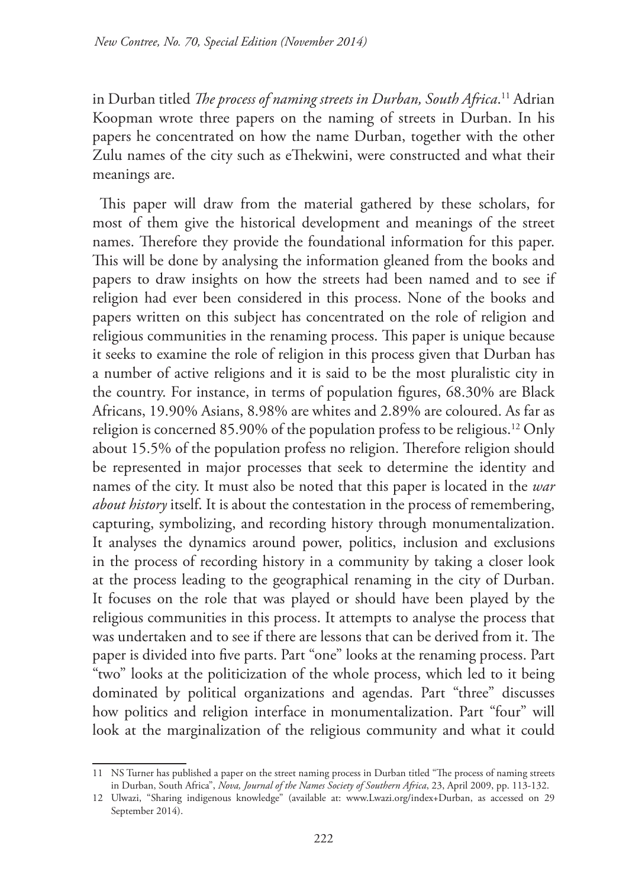in Durban titled *The process of naming streets in Durban, South Africa*.[11] Adrian Koopman wrote three papers on the naming of streets in Durban. In his papers he concentrated on how the name Durban, together with the other Zulu names of the city such as eThekwini, were constructed and what their meanings are.

This paper will draw from the material gathered by these scholars, for most of them give the historical development and meanings of the street names. Therefore they provide the foundational information for this paper. This will be done by analysing the information gleaned from the books and papers to draw insights on how the streets had been named and to see if religion had ever been considered in this process. None of the books and papers written on this subject has concentrated on the role of religion and religious communities in the renaming process. This paper is unique because it seeks to examine the role of religion in this process given that Durban has a number of active religions and it is said to be the most pluralistic city in the country. For instance, in terms of population figures, 68.30% are Black Africans, 19.90% Asians, 8.98% are whites and 2.89% are coloured. As far as religion is concerned 85.90% of the population profess to be religious.[12] Only about 15.5% of the population profess no religion. Therefore religion should be represented in major processes that seek to determine the identity and names of the city. It must also be noted that this paper is located in the *war about history* itself. It is about the contestation in the process of remembering, capturing, symbolizing, and recording history through monumentalization. It analyses the dynamics around power, politics, inclusion and exclusions in the process of recording history in a community by taking a closer look at the process leading to the geographical renaming in the city of Durban. It focuses on the role that was played or should have been played by the religious communities in this process. It attempts to analyse the process that was undertaken and to see if there are lessons that can be derived from it. The paper is divided into five parts. Part "one" looks at the renaming process. Part "two" looks at the politicization of the whole process, which led to it being dominated by political organizations and agendas. Part "three" discusses how politics and religion interface in monumentalization. Part "four" will look at the marginalization of the religious community and what it could

---

11 NS Turner has published a paper on the street naming process in Durban titled "The process of naming streets in Durban, South Africa", *Nova, Journal of the Names Society of Southern Africa*, 23, April 2009, pp. 113-132.

12 Ulwazi, "Sharing indigenous knowledge" (available at: www.Lwazi.org/index+Durban, as accessed on 29 September 2014).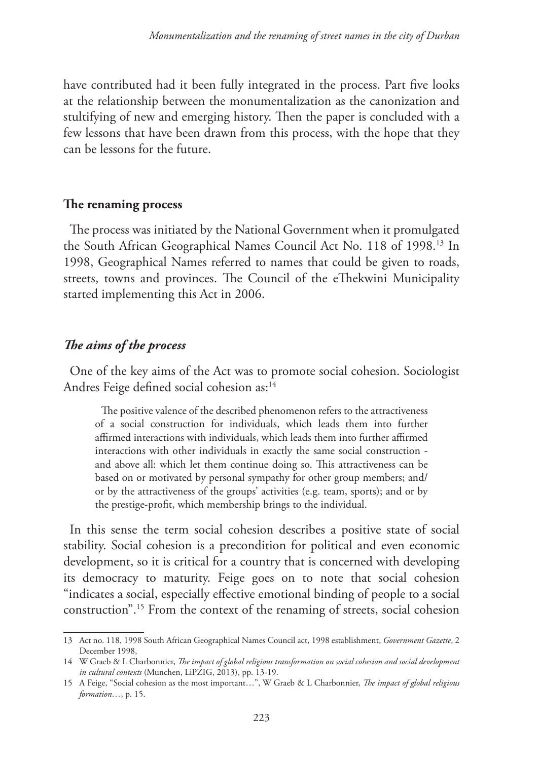have contributed had it been fully integrated in the process. Part five looks at the relationship between the monumentalization as the canonization and stultifying of new and emerging history. Then the paper is concluded with a few lessons that have been drawn from this process, with the hope that they can be lessons for the future.

## The renaming process

The process was initiated by the National Government when it promulgated the South African Geographical Names Council Act No. 118 of 1998.[13] In 1998, Geographical Names referred to names that could be given to roads, streets, towns and provinces. The Council of the eThekwini Municipality started implementing this Act in 2006.

### *The aims of the process*

One of the key aims of the Act was to promote social cohesion. Sociologist Andres Feige defined social cohesion as:[14]

> The positive valence of the described phenomenon refers to the attractiveness of a social construction for individuals, which leads them into further affirmed interactions with individuals, which leads them into further affirmed interactions with other individuals in exactly the same social construction - and above all: which let them continue doing so. This attractiveness can be based on or motivated by personal sympathy for other group members; and/or by the attractiveness of the groups' activities (e.g. team, sports); and or by the prestige-profit, which membership brings to the individual.

In this sense the term social cohesion describes a positive state of social stability. Social cohesion is a precondition for political and even economic development, so it is critical for a country that is concerned with developing its democracy to maturity. Feige goes on to note that social cohesion "indicates a social, especially effective emotional binding of people to a social construction".[15] From the context of the renaming of streets, social cohesion

---

13 Act no. 118, 1998 South African Geographical Names Council act, 1998 establishment, *Government Gazette*, 2 December 1998,

14 W Graeb & L Charbonnier, *The impact of global religious transformation on social cohesion and social development in cultural contexts* (Munchen, LiPZIG, 2013), pp. 13-19.

15 A Feige, "Social cohesion as the most important…", W Graeb & L Charbonnier, *The impact of global religious formation…*, p. 15.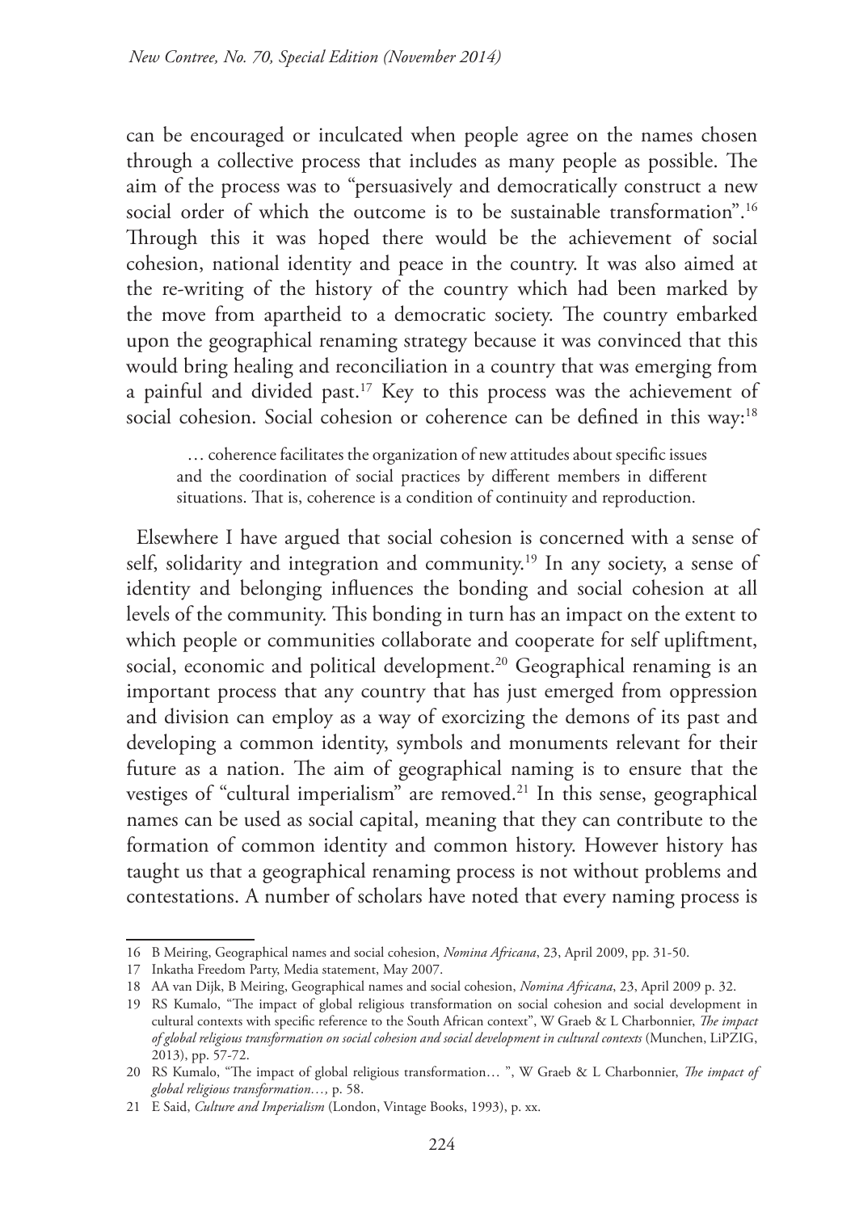can be encouraged or inculcated when people agree on the names chosen through a collective process that includes as many people as possible. The aim of the process was to "persuasively and democratically construct a new social order of which the outcome is to be sustainable transformation".[16] Through this it was hoped there would be the achievement of social cohesion, national identity and peace in the country. It was also aimed at the re-writing of the history of the country which had been marked by the move from apartheid to a democratic society. The country embarked upon the geographical renaming strategy because it was convinced that this would bring healing and reconciliation in a country that was emerging from a painful and divided past.[17] Key to this process was the achievement of social cohesion. Social cohesion or coherence can be defined in this way:[18]

> … coherence facilitates the organization of new attitudes about specific issues and the coordination of social practices by different members in different situations. That is, coherence is a condition of continuity and reproduction.

Elsewhere I have argued that social cohesion is concerned with a sense of self, solidarity and integration and community.[19] In any society, a sense of identity and belonging influences the bonding and social cohesion at all levels of the community. This bonding in turn has an impact on the extent to which people or communities collaborate and cooperate for self upliftment, social, economic and political development.[20] Geographical renaming is an important process that any country that has just emerged from oppression and division can employ as a way of exorcizing the demons of its past and developing a common identity, symbols and monuments relevant for their future as a nation. The aim of geographical naming is to ensure that the vestiges of "cultural imperialism" are removed.[21] In this sense, geographical names can be used as social capital, meaning that they can contribute to the formation of common identity and common history. However history has taught us that a geographical renaming process is not without problems and contestations. A number of scholars have noted that every naming process is

---

16 B Meiring, Geographical names and social cohesion, *Nomina Africana*, 23, April 2009, pp. 31-50.

17 Inkatha Freedom Party, Media statement, May 2007.

18 AA van Dijk, B Meiring, Geographical names and social cohesion, *Nomina Africana*, 23, April 2009 p. 32.

19 RS Kumalo, "The impact of global religious transformation on social cohesion and social development in cultural contexts with specific reference to the South African context", W Graeb & L Charbonnier, *The impact of global religious transformation on social cohesion and social development in cultural contexts* (Munchen, LiPZIG, 2013), pp. 57-72.

20 RS Kumalo, "The impact of global religious transformation… ", W Graeb & L Charbonnier, *The impact of global religious transformation…,* p. 58.

21 E Said, *Culture and Imperialism* (London, Vintage Books, 1993), p. xx.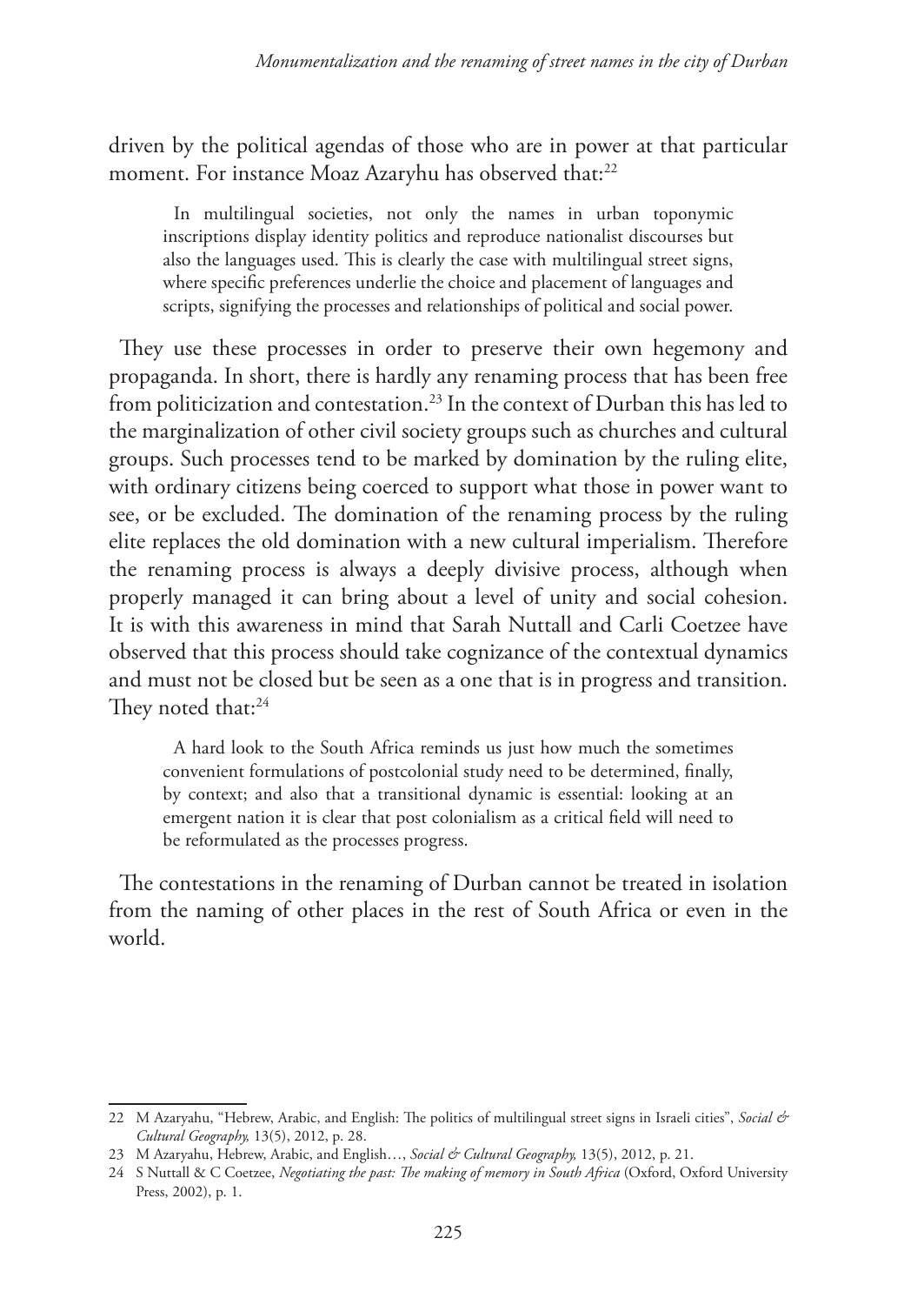driven by the political agendas of those who are in power at that particular moment. For instance Moaz Azaryhu has observed that:[22]

> In multilingual societies, not only the names in urban toponymic inscriptions display identity politics and reproduce nationalist discourses but also the languages used. This is clearly the case with multilingual street signs, where specific preferences underlie the choice and placement of languages and scripts, signifying the processes and relationships of political and social power.

They use these processes in order to preserve their own hegemony and propaganda. In short, there is hardly any renaming process that has been free from politicization and contestation.[23] In the context of Durban this has led to the marginalization of other civil society groups such as churches and cultural groups. Such processes tend to be marked by domination by the ruling elite, with ordinary citizens being coerced to support what those in power want to see, or be excluded. The domination of the renaming process by the ruling elite replaces the old domination with a new cultural imperialism. Therefore the renaming process is always a deeply divisive process, although when properly managed it can bring about a level of unity and social cohesion. It is with this awareness in mind that Sarah Nuttall and Carli Coetzee have observed that this process should take cognizance of the contextual dynamics and must not be closed but be seen as a one that is in progress and transition. They noted that:[24]

> A hard look to the South Africa reminds us just how much the sometimes convenient formulations of postcolonial study need to be determined, finally, by context; and also that a transitional dynamic is essential: looking at an emergent nation it is clear that post colonialism as a critical field will need to be reformulated as the processes progress.

The contestations in the renaming of Durban cannot be treated in isolation from the naming of other places in the rest of South Africa or even in the world.

---

22 M Azaryahu, "Hebrew, Arabic, and English: The politics of multilingual street signs in Israeli cities", *Social & Cultural Geography,* 13(5), 2012, p. 28.

23 M Azaryahu, Hebrew, Arabic, and English…, *Social & Cultural Geography,* 13(5), 2012, p. 21.

24 S Nuttall & C Coetzee, *Negotiating the past: The making of memory in South Africa* (Oxford, Oxford University Press, 2002), p. 1.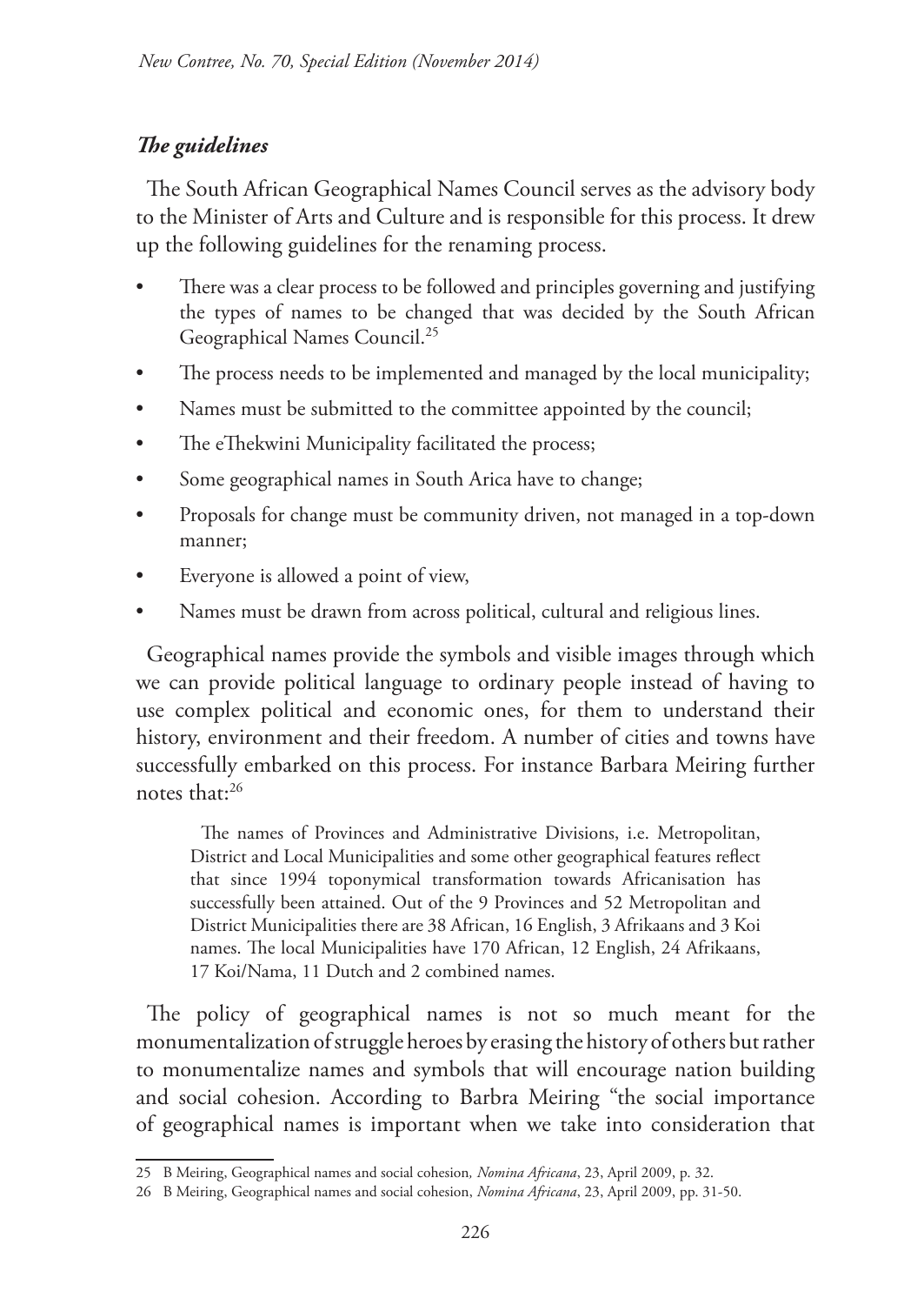### *The guidelines*

The South African Geographical Names Council serves as the advisory body to the Minister of Arts and Culture and is responsible for this process. It drew up the following guidelines for the renaming process.

- There was a clear process to be followed and principles governing and justifying the types of names to be changed that was decided by the South African Geographical Names Council.[25]
- The process needs to be implemented and managed by the local municipality;
- Names must be submitted to the committee appointed by the council;
- The eThekwini Municipality facilitated the process;
- Some geographical names in South Arica have to change;
- Proposals for change must be community driven, not managed in a top-down manner;
- Everyone is allowed a point of view,
- Names must be drawn from across political, cultural and religious lines.

Geographical names provide the symbols and visible images through which we can provide political language to ordinary people instead of having to use complex political and economic ones, for them to understand their history, environment and their freedom. A number of cities and towns have successfully embarked on this process. For instance Barbara Meiring further notes that:[26]

> The names of Provinces and Administrative Divisions, i.e. Metropolitan, District and Local Municipalities and some other geographical features reflect that since 1994 toponymical transformation towards Africanisation has successfully been attained. Out of the 9 Provinces and 52 Metropolitan and District Municipalities there are 38 African, 16 English, 3 Afrikaans and 3 Koi names. The local Municipalities have 170 African, 12 English, 24 Afrikaans, 17 Koi/Nama, 11 Dutch and 2 combined names.

The policy of geographical names is not so much meant for the monumentalization of struggle heroes by erasing the history of others but rather to monumentalize names and symbols that will encourage nation building and social cohesion. According to Barbra Meiring "the social importance of geographical names is important when we take into consideration that

---

25 B Meiring, Geographical names and social cohesion, *Nomina Africana*, 23, April 2009, p. 32.

26 B Meiring, Geographical names and social cohesion, *Nomina Africana*, 23, April 2009, pp. 31-50.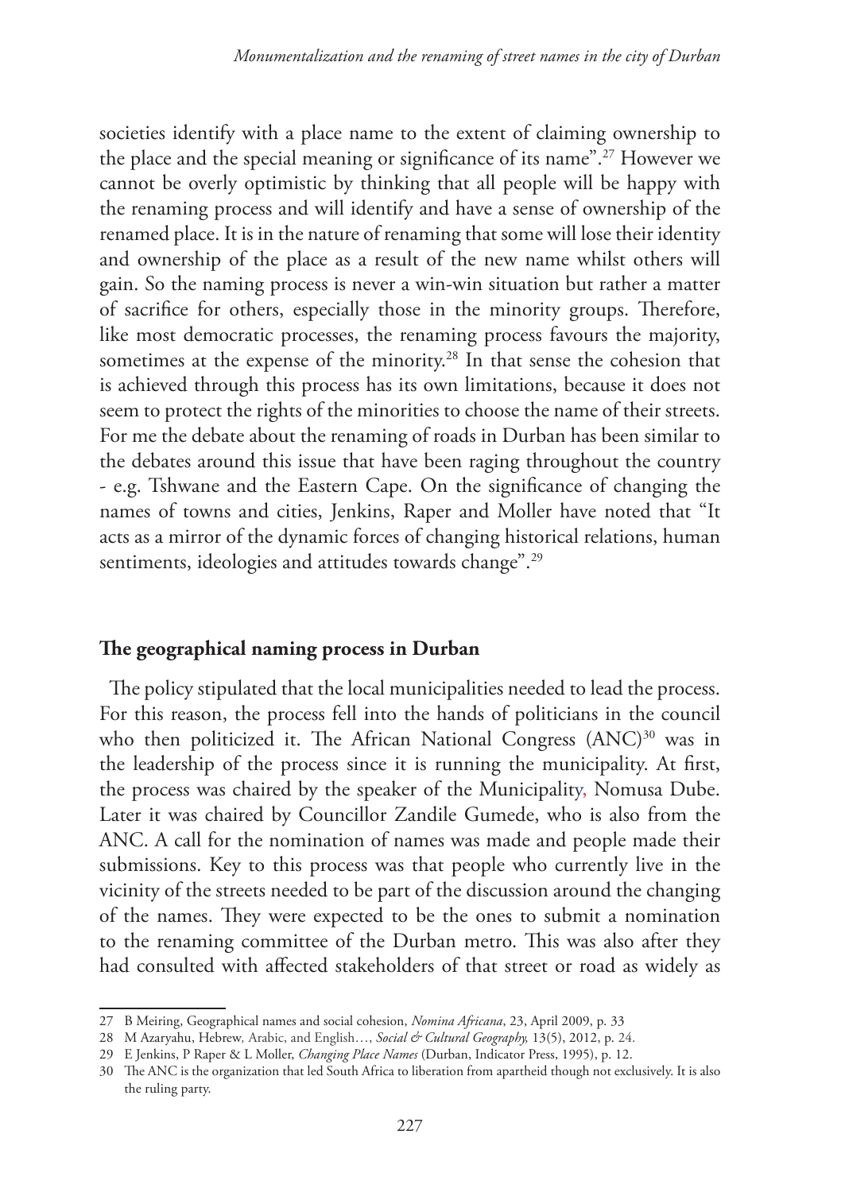societies identify with a place name to the extent of claiming ownership to the place and the special meaning or significance of its name".[27] However we cannot be overly optimistic by thinking that all people will be happy with the renaming process and will identify and have a sense of ownership of the renamed place. It is in the nature of renaming that some will lose their identity and ownership of the place as a result of the new name whilst others will gain. So the naming process is never a win-win situation but rather a matter of sacrifice for others, especially those in the minority groups. Therefore, like most democratic processes, the renaming process favours the majority, sometimes at the expense of the minority.[28] In that sense the cohesion that is achieved through this process has its own limitations, because it does not seem to protect the rights of the minorities to choose the name of their streets. For me the debate about the renaming of roads in Durban has been similar to the debates around this issue that have been raging throughout the country - e.g. Tshwane and the Eastern Cape. On the significance of changing the names of towns and cities, Jenkins, Raper and Moller have noted that "It acts as a mirror of the dynamic forces of changing historical relations, human sentiments, ideologies and attitudes towards change".[29]

## The geographical naming process in Durban

The policy stipulated that the local municipalities needed to lead the process. For this reason, the process fell into the hands of politicians in the council who then politicized it. The African National Congress (ANC)[30] was in the leadership of the process since it is running the municipality. At first, the process was chaired by the speaker of the Municipality, Nomusa Dube. Later it was chaired by Councillor Zandile Gumede, who is also from the ANC. A call for the nomination of names was made and people made their submissions. Key to this process was that people who currently live in the vicinity of the streets needed to be part of the discussion around the changing of the names. They were expected to be the ones to submit a nomination to the renaming committee of the Durban metro. This was also after they had consulted with affected stakeholders of that street or road as widely as

---

27 B Meiring, Geographical names and social cohesion, *Nomina Africana*, 23, April 2009, p. 33

28 M Azaryahu, Hebrew, Arabic, and English…, *Social & Cultural Geography,* 13(5), 2012, p. 24.

29 E Jenkins, P Raper & L Moller, *Changing Place Names* (Durban, Indicator Press, 1995), p. 12.

30 The ANC is the organization that led South Africa to liberation from apartheid though not exclusively. It is also the ruling party.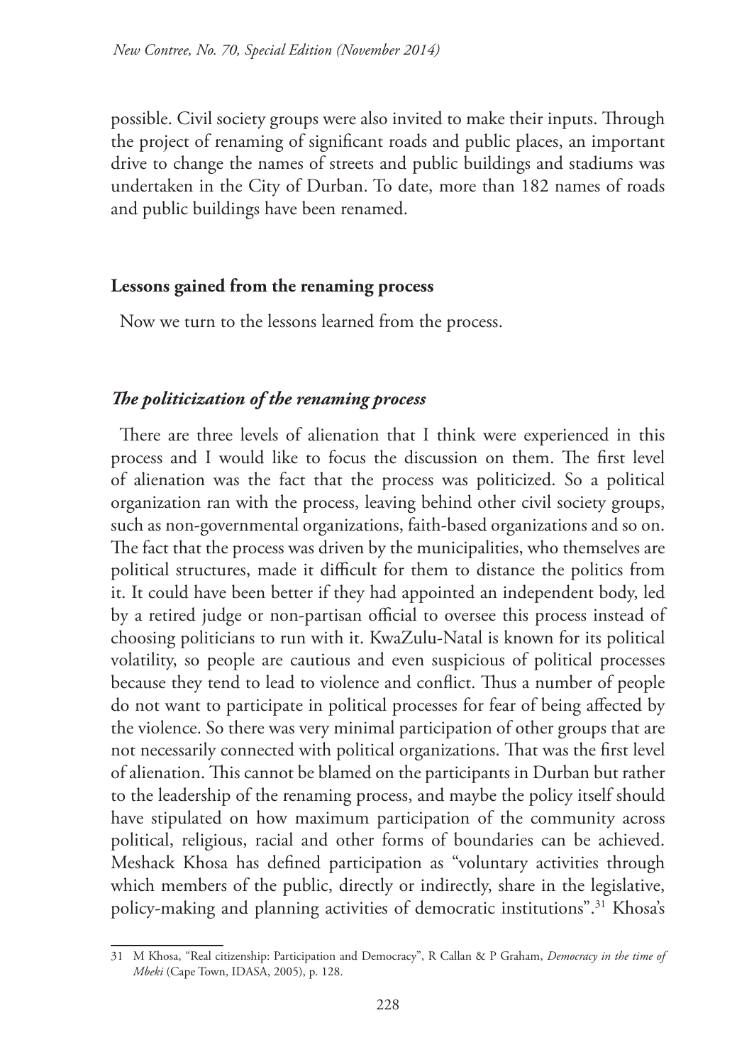possible. Civil society groups were also invited to make their inputs. Through the project of renaming of significant roads and public places, an important drive to change the names of streets and public buildings and stadiums was undertaken in the City of Durban. To date, more than 182 names of roads and public buildings have been renamed.

## Lessons gained from the renaming process

Now we turn to the lessons learned from the process.

### *The politicization of the renaming process*

There are three levels of alienation that I think were experienced in this process and I would like to focus the discussion on them. The first level of alienation was the fact that the process was politicized. So a political organization ran with the process, leaving behind other civil society groups, such as non-governmental organizations, faith-based organizations and so on. The fact that the process was driven by the municipalities, who themselves are political structures, made it difficult for them to distance the politics from it. It could have been better if they had appointed an independent body, led by a retired judge or non-partisan official to oversee this process instead of choosing politicians to run with it. KwaZulu-Natal is known for its political volatility, so people are cautious and even suspicious of political processes because they tend to lead to violence and conflict. Thus a number of people do not want to participate in political processes for fear of being affected by the violence. So there was very minimal participation of other groups that are not necessarily connected with political organizations. That was the first level of alienation. This cannot be blamed on the participants in Durban but rather to the leadership of the renaming process, and maybe the policy itself should have stipulated on how maximum participation of the community across political, religious, racial and other forms of boundaries can be achieved. Meshack Khosa has defined participation as "voluntary activities through which members of the public, directly or indirectly, share in the legislative, policy-making and planning activities of democratic institutions".[31] Khosa's

---

31 M Khosa, "Real citizenship: Participation and Democracy", R Callan & P Graham, *Democracy in the time of Mbeki* (Cape Town, IDASA, 2005), p. 128.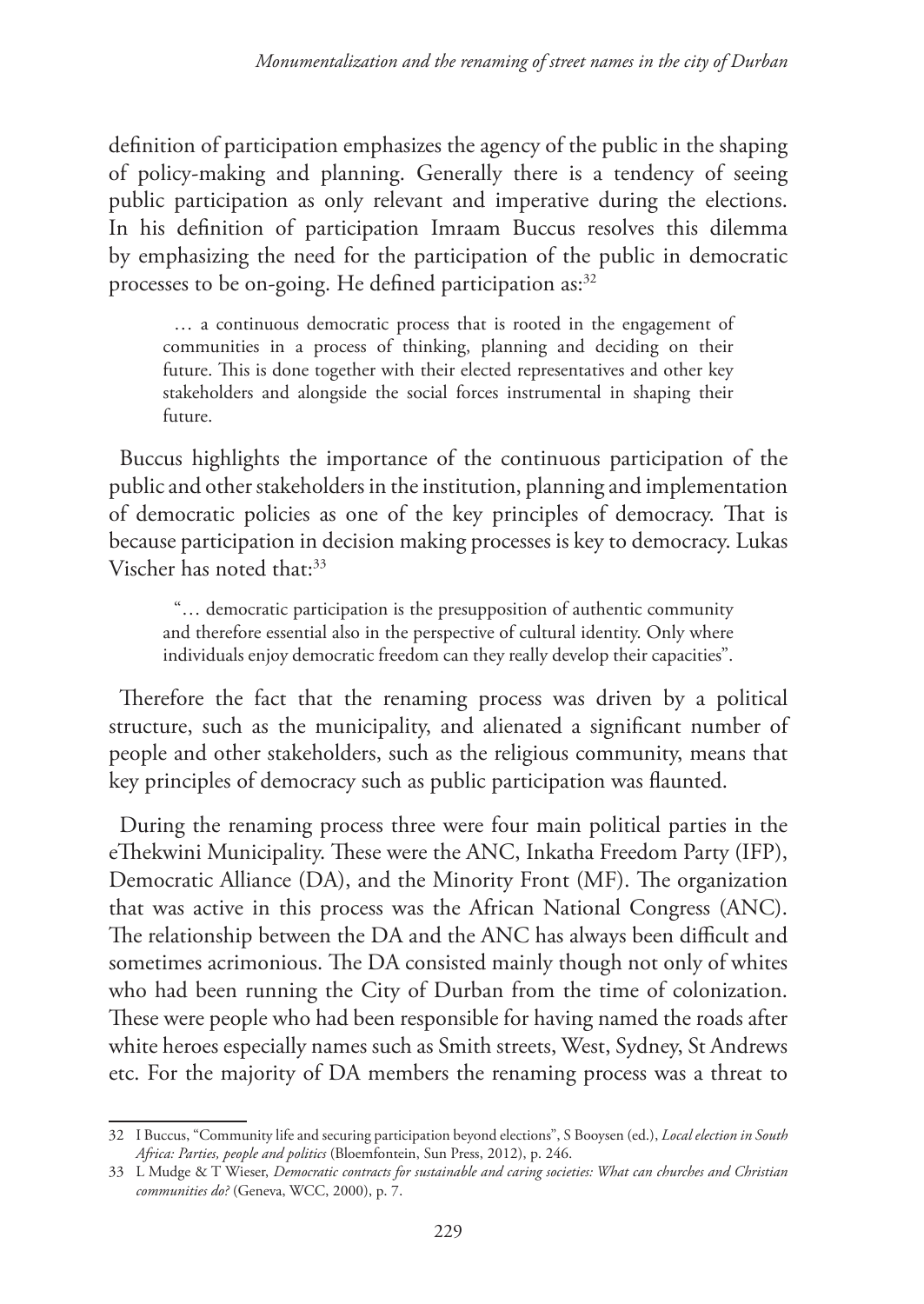definition of participation emphasizes the agency of the public in the shaping of policy-making and planning. Generally there is a tendency of seeing public participation as only relevant and imperative during the elections. In his definition of participation Imraam Buccus resolves this dilemma by emphasizing the need for the participation of the public in democratic processes to be on-going. He defined participation as:[32]

> … a continuous democratic process that is rooted in the engagement of communities in a process of thinking, planning and deciding on their future. This is done together with their elected representatives and other key stakeholders and alongside the social forces instrumental in shaping their future.

Buccus highlights the importance of the continuous participation of the public and other stakeholders in the institution, planning and implementation of democratic policies as one of the key principles of democracy. That is because participation in decision making processes is key to democracy. Lukas Vischer has noted that:[33]

> "… democratic participation is the presupposition of authentic community and therefore essential also in the perspective of cultural identity. Only where individuals enjoy democratic freedom can they really develop their capacities".

Therefore the fact that the renaming process was driven by a political structure, such as the municipality, and alienated a significant number of people and other stakeholders, such as the religious community, means that key principles of democracy such as public participation was flaunted.

During the renaming process three were four main political parties in the eThekwini Municipality. These were the ANC, Inkatha Freedom Party (IFP), Democratic Alliance (DA), and the Minority Front (MF). The organization that was active in this process was the African National Congress (ANC). The relationship between the DA and the ANC has always been difficult and sometimes acrimonious. The DA consisted mainly though not only of whites who had been running the City of Durban from the time of colonization. These were people who had been responsible for having named the roads after white heroes especially names such as Smith streets, West, Sydney, St Andrews etc. For the majority of DA members the renaming process was a threat to

---

32 I Buccus, "Community life and securing participation beyond elections", S Booysen (ed.), *Local election in South Africa: Parties, people and politics* (Bloemfontein, Sun Press, 2012), p. 246.

33 L Mudge & T Wieser, *Democratic contracts for sustainable and caring societies: What can churches and Christian communities do?* (Geneva, WCC, 2000), p. 7.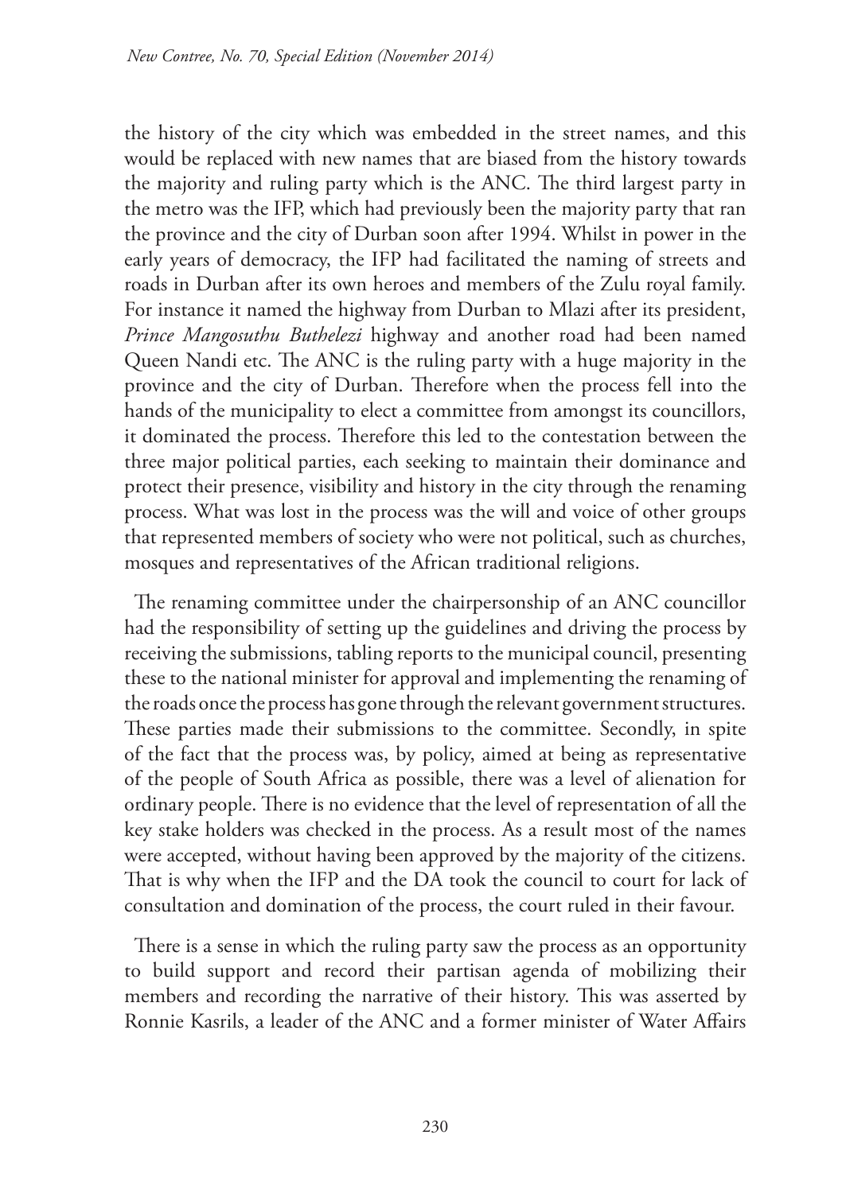the history of the city which was embedded in the street names, and this would be replaced with new names that are biased from the history towards the majority and ruling party which is the ANC. The third largest party in the metro was the IFP, which had previously been the majority party that ran the province and the city of Durban soon after 1994. Whilst in power in the early years of democracy, the IFP had facilitated the naming of streets and roads in Durban after its own heroes and members of the Zulu royal family. For instance it named the highway from Durban to Mlazi after its president, *Prince Mangosuthu Buthelezi* highway and another road had been named Queen Nandi etc. The ANC is the ruling party with a huge majority in the province and the city of Durban. Therefore when the process fell into the hands of the municipality to elect a committee from amongst its councillors, it dominated the process. Therefore this led to the contestation between the three major political parties, each seeking to maintain their dominance and protect their presence, visibility and history in the city through the renaming process. What was lost in the process was the will and voice of other groups that represented members of society who were not political, such as churches, mosques and representatives of the African traditional religions.

The renaming committee under the chairpersonship of an ANC councillor had the responsibility of setting up the guidelines and driving the process by receiving the submissions, tabling reports to the municipal council, presenting these to the national minister for approval and implementing the renaming of the roads once the process has gone through the relevant government structures. These parties made their submissions to the committee. Secondly, in spite of the fact that the process was, by policy, aimed at being as representative of the people of South Africa as possible, there was a level of alienation for ordinary people. There is no evidence that the level of representation of all the key stake holders was checked in the process. As a result most of the names were accepted, without having been approved by the majority of the citizens. That is why when the IFP and the DA took the council to court for lack of consultation and domination of the process, the court ruled in their favour.

There is a sense in which the ruling party saw the process as an opportunity to build support and record their partisan agenda of mobilizing their members and recording the narrative of their history. This was asserted by Ronnie Kasrils, a leader of the ANC and a former minister of Water Affairs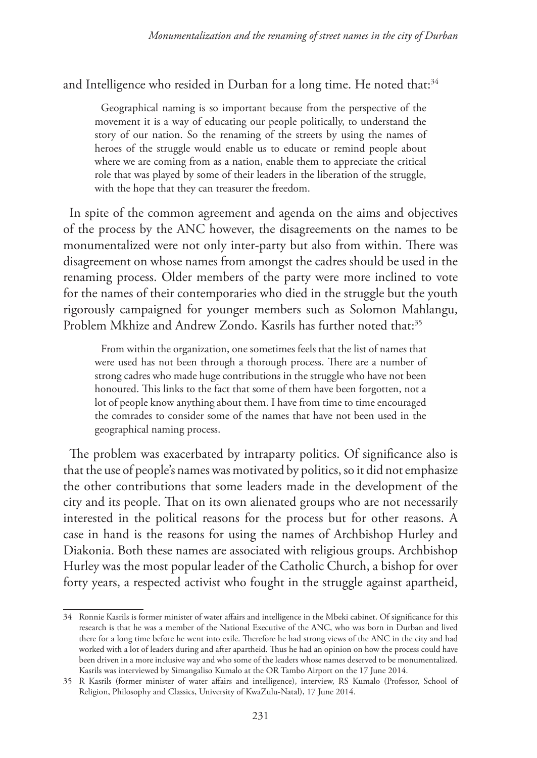and Intelligence who resided in Durban for a long time. He noted that:[34]

> Geographical naming is so important because from the perspective of the movement it is a way of educating our people politically, to understand the story of our nation. So the renaming of the streets by using the names of heroes of the struggle would enable us to educate or remind people about where we are coming from as a nation, enable them to appreciate the critical role that was played by some of their leaders in the liberation of the struggle, with the hope that they can treasurer the freedom.

In spite of the common agreement and agenda on the aims and objectives of the process by the ANC however, the disagreements on the names to be monumentalized were not only inter-party but also from within. There was disagreement on whose names from amongst the cadres should be used in the renaming process. Older members of the party were more inclined to vote for the names of their contemporaries who died in the struggle but the youth rigorously campaigned for younger members such as Solomon Mahlangu, Problem Mkhize and Andrew Zondo. Kasrils has further noted that:[35]

> From within the organization, one sometimes feels that the list of names that were used has not been through a thorough process. There are a number of strong cadres who made huge contributions in the struggle who have not been honoured. This links to the fact that some of them have been forgotten, not a lot of people know anything about them. I have from time to time encouraged the comrades to consider some of the names that have not been used in the geographical naming process.

The problem was exacerbated by intraparty politics. Of significance also is that the use of people's names was motivated by politics, so it did not emphasize the other contributions that some leaders made in the development of the city and its people. That on its own alienated groups who are not necessarily interested in the political reasons for the process but for other reasons. A case in hand is the reasons for using the names of Archbishop Hurley and Diakonia. Both these names are associated with religious groups. Archbishop Hurley was the most popular leader of the Catholic Church, a bishop for over forty years, a respected activist who fought in the struggle against apartheid,

---

34 Ronnie Kasrils is former minister of water affairs and intelligence in the Mbeki cabinet. Of significance for this research is that he was a member of the National Executive of the ANC, who was born in Durban and lived there for a long time before he went into exile. Therefore he had strong views of the ANC in the city and had worked with a lot of leaders during and after apartheid. Thus he had an opinion on how the process could have been driven in a more inclusive way and who some of the leaders whose names deserved to be monumentalized. Kasrils was interviewed by Simangaliso Kumalo at the OR Tambo Airport on the 17 June 2014.

35 R Kasrils (former minister of water affairs and intelligence), interview, RS Kumalo (Professor, School of Religion, Philosophy and Classics, University of KwaZulu-Natal), 17 June 2014.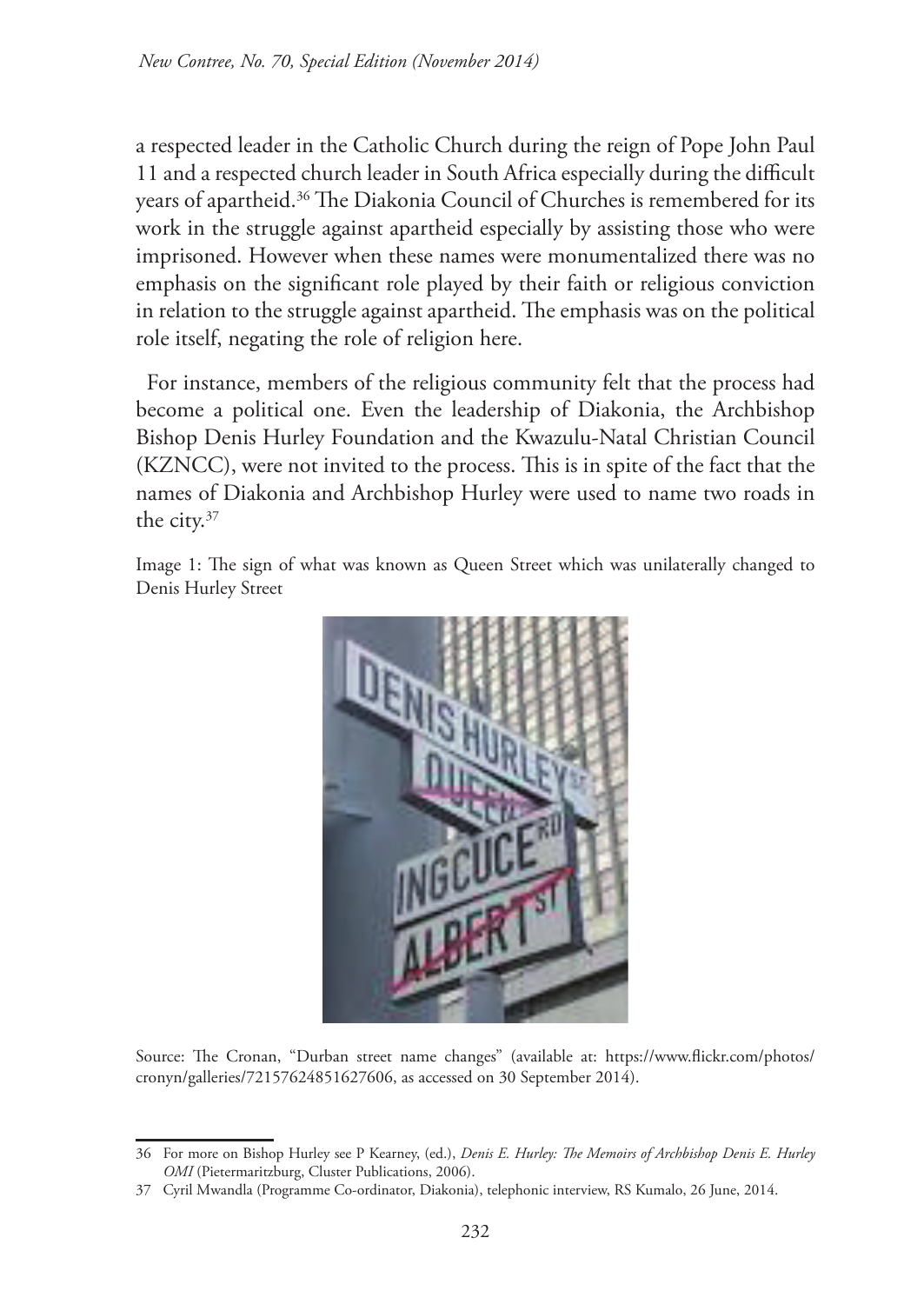a respected leader in the Catholic Church during the reign of Pope John Paul 11 and a respected church leader in South Africa especially during the difficult years of apartheid.[36] The Diakonia Council of Churches is remembered for its work in the struggle against apartheid especially by assisting those who were imprisoned. However when these names were monumentalized there was no emphasis on the significant role played by their faith or religious conviction in relation to the struggle against apartheid. The emphasis was on the political role itself, negating the role of religion here.

For instance, members of the religious community felt that the process had become a political one. Even the leadership of Diakonia, the Archbishop Bishop Denis Hurley Foundation and the Kwazulu-Natal Christian Council (KZNCC), were not invited to the process. This is in spite of the fact that the names of Diakonia and Archbishop Hurley were used to name two roads in the city.[37]

Image 1: The sign of what was known as Queen Street which was unilaterally changed to Denis Hurley Street

Source: The Cronan, "Durban street name changes" (available at: https://www.flickr.com/photos/cronyn/galleries/72157624851627606, as accessed on 30 September 2014).

---

36 For more on Bishop Hurley see P Kearney, (ed.), *Denis E. Hurley: The Memoirs of Archbishop Denis E. Hurley OMI* (Pietermaritzburg, Cluster Publications, 2006).

37 Cyril Mwandla (Programme Co-ordinator, Diakonia), telephonic interview, RS Kumalo, 26 June, 2014.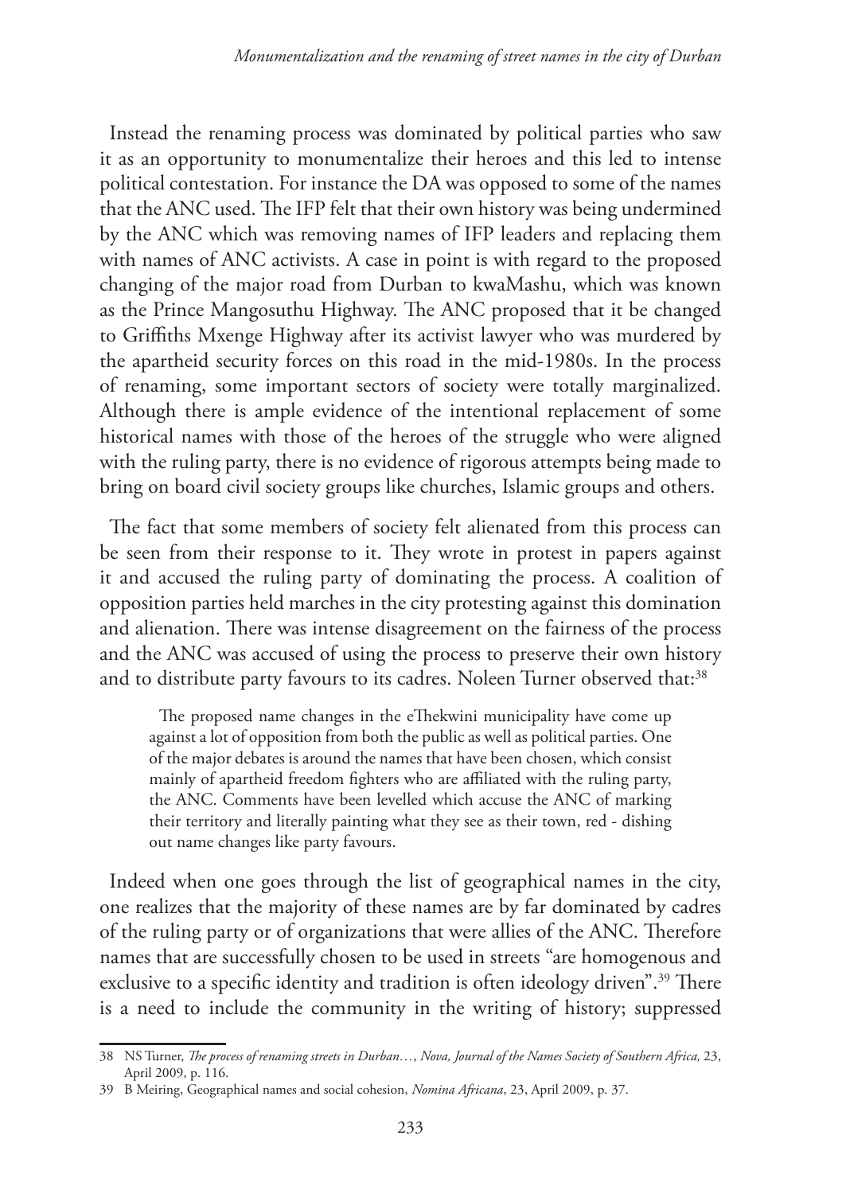Instead the renaming process was dominated by political parties who saw it as an opportunity to monumentalize their heroes and this led to intense political contestation. For instance the DA was opposed to some of the names that the ANC used. The IFP felt that their own history was being undermined by the ANC which was removing names of IFP leaders and replacing them with names of ANC activists. A case in point is with regard to the proposed changing of the major road from Durban to kwaMashu, which was known as the Prince Mangosuthu Highway. The ANC proposed that it be changed to Griffiths Mxenge Highway after its activist lawyer who was murdered by the apartheid security forces on this road in the mid-1980s. In the process of renaming, some important sectors of society were totally marginalized. Although there is ample evidence of the intentional replacement of some historical names with those of the heroes of the struggle who were aligned with the ruling party, there is no evidence of rigorous attempts being made to bring on board civil society groups like churches, Islamic groups and others.

The fact that some members of society felt alienated from this process can be seen from their response to it. They wrote in protest in papers against it and accused the ruling party of dominating the process. A coalition of opposition parties held marches in the city protesting against this domination and alienation. There was intense disagreement on the fairness of the process and the ANC was accused of using the process to preserve their own history and to distribute party favours to its cadres. Noleen Turner observed that:[38]

> The proposed name changes in the eThekwini municipality have come up against a lot of opposition from both the public as well as political parties. One of the major debates is around the names that have been chosen, which consist mainly of apartheid freedom fighters who are affiliated with the ruling party, the ANC. Comments have been levelled which accuse the ANC of marking their territory and literally painting what they see as their town, red - dishing out name changes like party favours.

Indeed when one goes through the list of geographical names in the city, one realizes that the majority of these names are by far dominated by cadres of the ruling party or of organizations that were allies of the ANC. Therefore names that are successfully chosen to be used in streets "are homogenous and exclusive to a specific identity and tradition is often ideology driven".[39] There is a need to include the community in the writing of history; suppressed

---

38 NS Turner, *The process of renaming streets in Durban…*, *Nova, Journal of the Names Society of Southern Africa,* 23, April 2009, p. 116.

39 B Meiring, Geographical names and social cohesion, *Nomina Africana*, 23, April 2009, p. 37.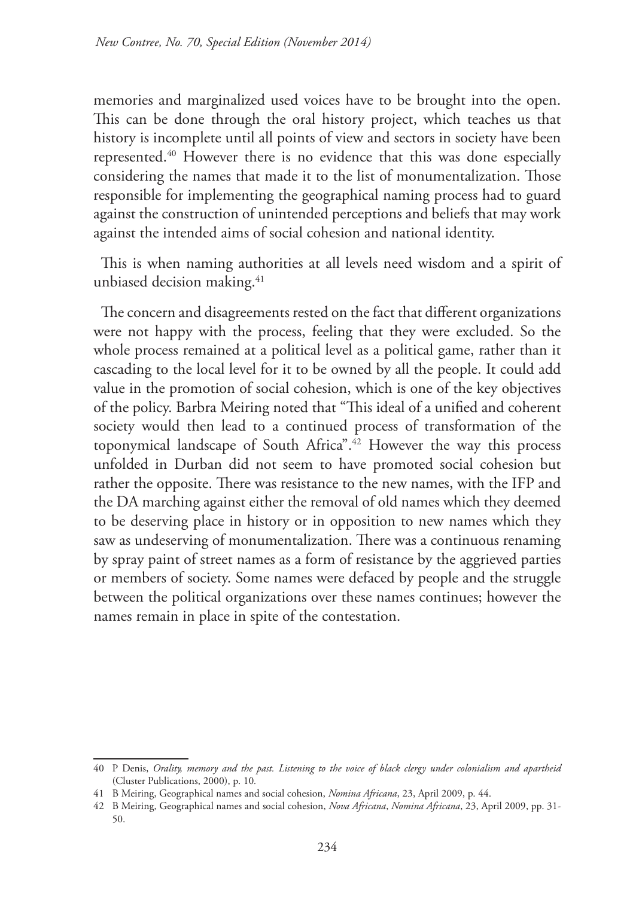memories and marginalized used voices have to be brought into the open. This can be done through the oral history project, which teaches us that history is incomplete until all points of view and sectors in society have been represented.[40] However there is no evidence that this was done especially considering the names that made it to the list of monumentalization. Those responsible for implementing the geographical naming process had to guard against the construction of unintended perceptions and beliefs that may work against the intended aims of social cohesion and national identity.

This is when naming authorities at all levels need wisdom and a spirit of unbiased decision making.[41]

The concern and disagreements rested on the fact that different organizations were not happy with the process, feeling that they were excluded. So the whole process remained at a political level as a political game, rather than it cascading to the local level for it to be owned by all the people. It could add value in the promotion of social cohesion, which is one of the key objectives of the policy. Barbra Meiring noted that "This ideal of a unified and coherent society would then lead to a continued process of transformation of the toponymical landscape of South Africa".[42] However the way this process unfolded in Durban did not seem to have promoted social cohesion but rather the opposite. There was resistance to the new names, with the IFP and the DA marching against either the removal of old names which they deemed to be deserving place in history or in opposition to new names which they saw as undeserving of monumentalization. There was a continuous renaming by spray paint of street names as a form of resistance by the aggrieved parties or members of society. Some names were defaced by people and the struggle between the political organizations over these names continues; however the names remain in place in spite of the contestation.

---

40 P Denis, *Orality, memory and the past. Listening to the voice of black clergy under colonialism and apartheid* (Cluster Publications, 2000), p. 10.

41 B Meiring, Geographical names and social cohesion, *Nomina Africana*, 23, April 2009, p. 44.

42 B Meiring, Geographical names and social cohesion, *Nova Africana*, *Nomina Africana*, 23, April 2009, pp. 31-50.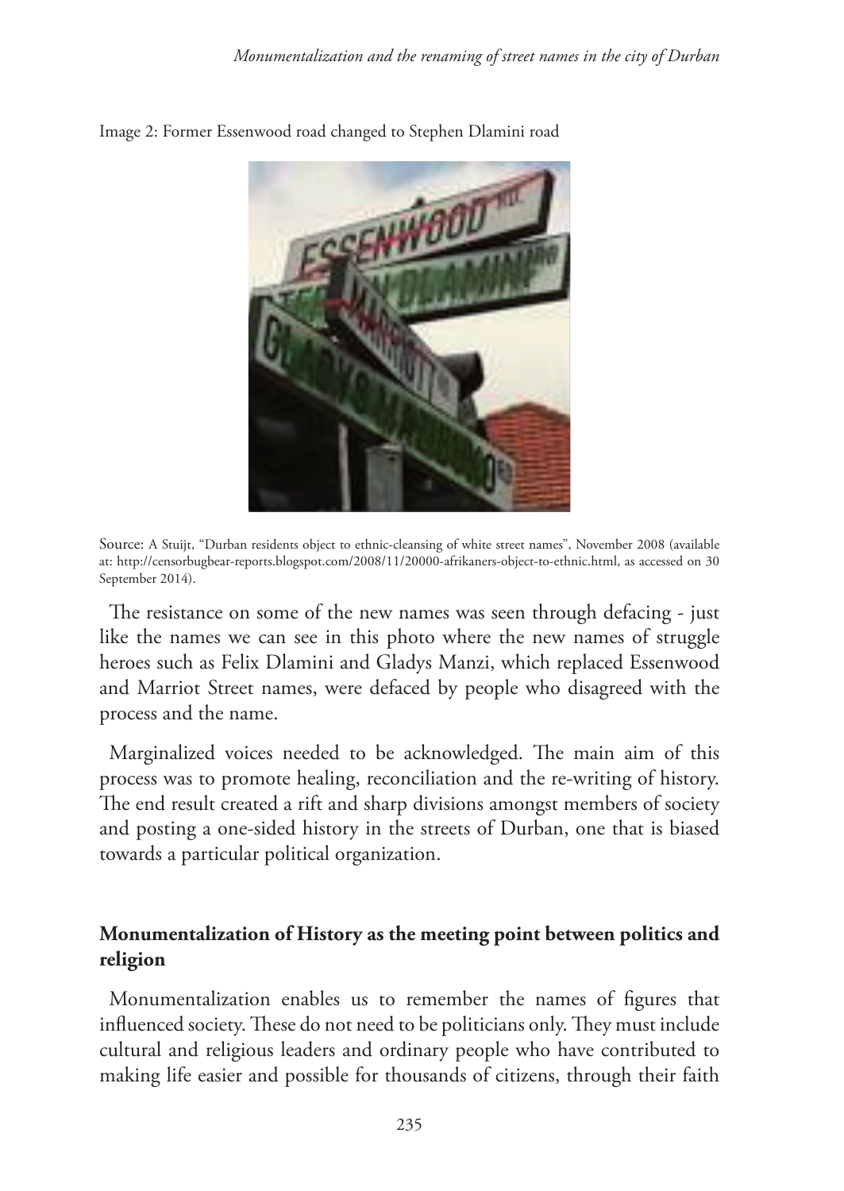Image 2: Former Essenwood road changed to Stephen Dlamini road

Source: A Stuijt, "Durban residents object to ethnic-cleansing of white street names", November 2008 (available at: http://censorbugbear-reports.blogspot.com/2008/11/20000-afrikaners-object-to-ethnic.html, as accessed on 30 September 2014).

The resistance on some of the new names was seen through defacing - just like the names we can see in this photo where the new names of struggle heroes such as Felix Dlamini and Gladys Manzi, which replaced Essenwood and Marriot Street names, were defaced by people who disagreed with the process and the name.

Marginalized voices needed to be acknowledged. The main aim of this process was to promote healing, reconciliation and the re-writing of history. The end result created a rift and sharp divisions amongst members of society and posting a one-sided history in the streets of Durban, one that is biased towards a particular political organization.

## Monumentalization of History as the meeting point between politics and religion

Monumentalization enables us to remember the names of figures that influenced society. These do not need to be politicians only. They must include cultural and religious leaders and ordinary people who have contributed to making life easier and possible for thousands of citizens, through their faith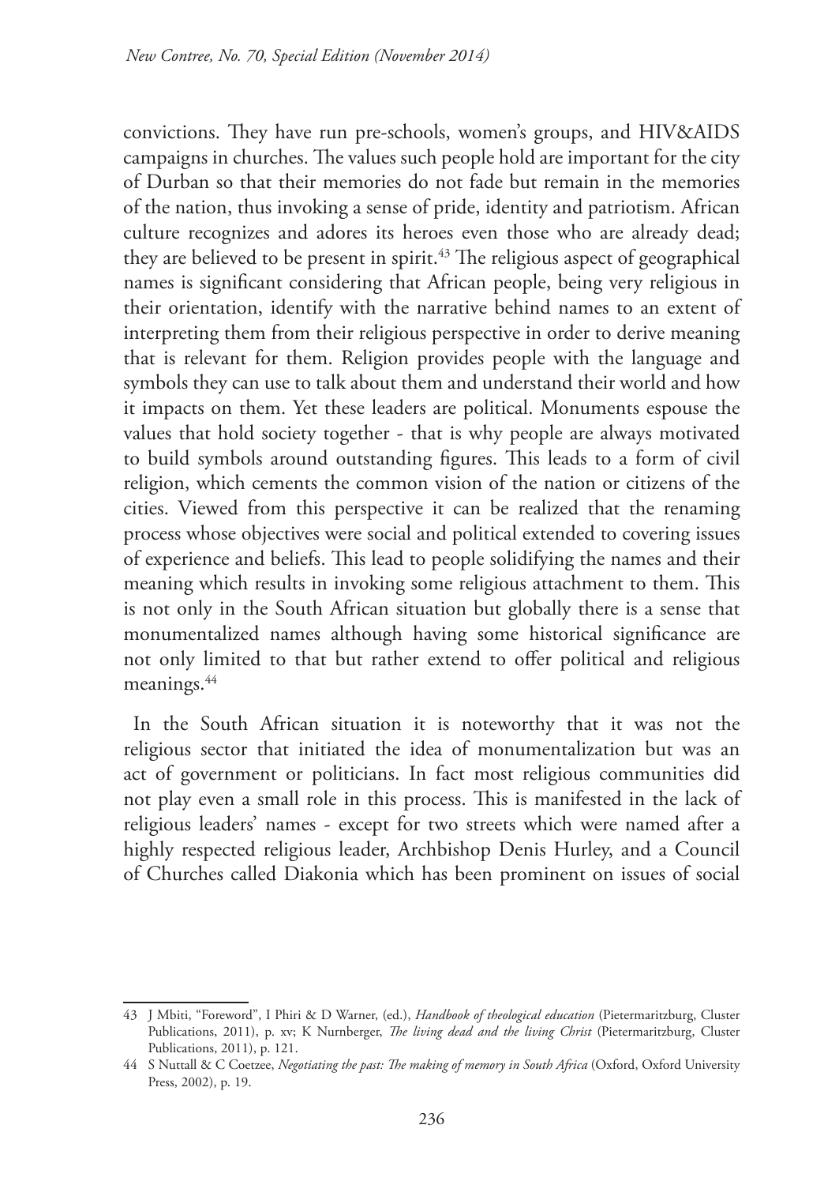convictions. They have run pre-schools, women's groups, and HIV&AIDS campaigns in churches. The values such people hold are important for the city of Durban so that their memories do not fade but remain in the memories of the nation, thus invoking a sense of pride, identity and patriotism. African culture recognizes and adores its heroes even those who are already dead; they are believed to be present in spirit.[43] The religious aspect of geographical names is significant considering that African people, being very religious in their orientation, identify with the narrative behind names to an extent of interpreting them from their religious perspective in order to derive meaning that is relevant for them. Religion provides people with the language and symbols they can use to talk about them and understand their world and how it impacts on them. Yet these leaders are political. Monuments espouse the values that hold society together - that is why people are always motivated to build symbols around outstanding figures. This leads to a form of civil religion, which cements the common vision of the nation or citizens of the cities. Viewed from this perspective it can be realized that the renaming process whose objectives were social and political extended to covering issues of experience and beliefs. This lead to people solidifying the names and their meaning which results in invoking some religious attachment to them. This is not only in the South African situation but globally there is a sense that monumentalized names although having some historical significance are not only limited to that but rather extend to offer political and religious meanings.[44]

In the South African situation it is noteworthy that it was not the religious sector that initiated the idea of monumentalization but was an act of government or politicians. In fact most religious communities did not play even a small role in this process. This is manifested in the lack of religious leaders' names - except for two streets which were named after a highly respected religious leader, Archbishop Denis Hurley, and a Council of Churches called Diakonia which has been prominent on issues of social

---

43 J Mbiti, "Foreword", I Phiri & D Warner, (ed.), *Handbook of theological education* (Pietermaritzburg, Cluster Publications, 2011), p. xv; K Nurnberger, *The living dead and the living Christ* (Pietermaritzburg, Cluster Publications, 2011), p. 121.

44 S Nuttall & C Coetzee, *Negotiating the past: The making of memory in South Africa* (Oxford, Oxford University Press, 2002), p. 19.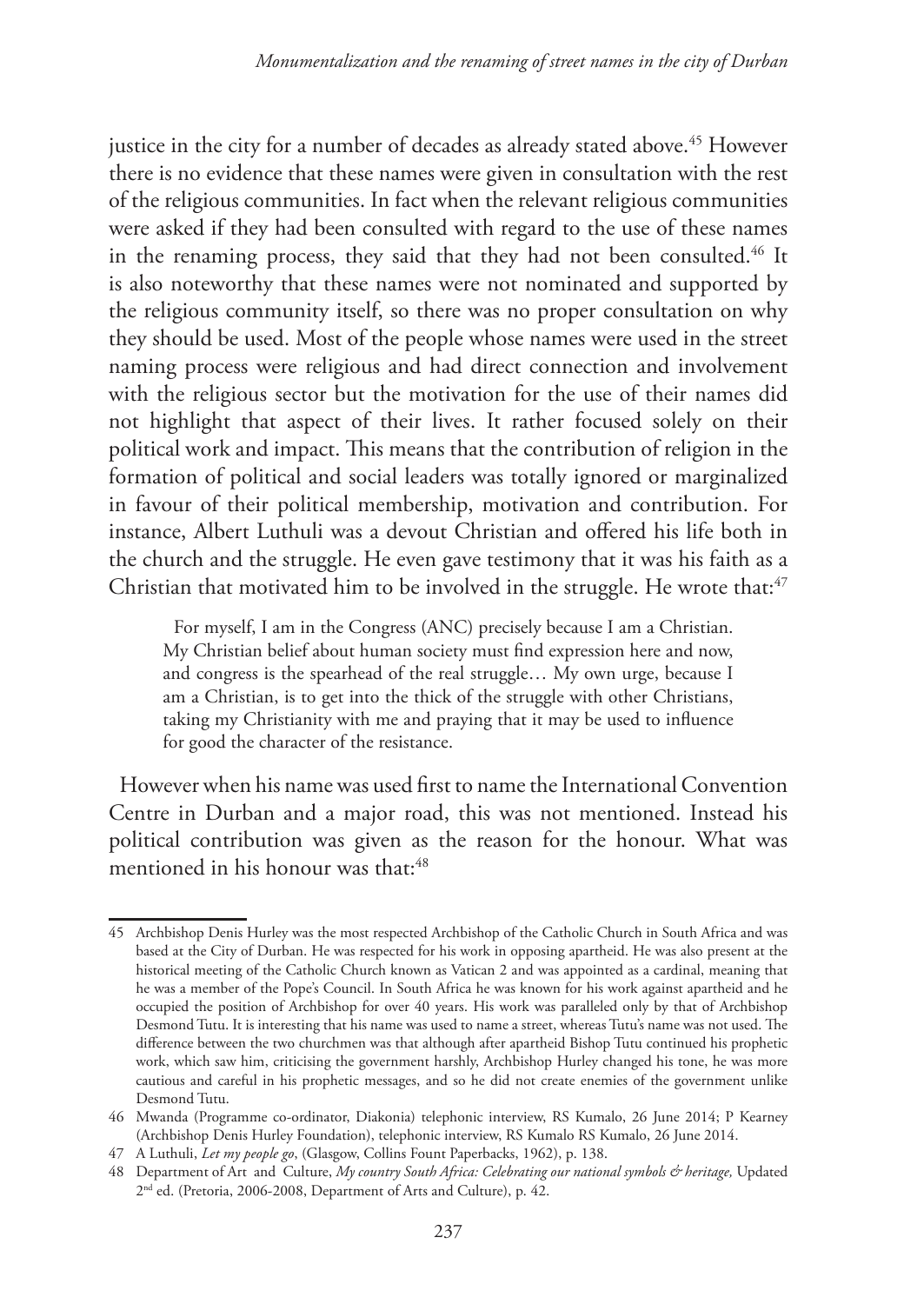justice in the city for a number of decades as already stated above.[45] However there is no evidence that these names were given in consultation with the rest of the religious communities. In fact when the relevant religious communities were asked if they had been consulted with regard to the use of these names in the renaming process, they said that they had not been consulted.[46] It is also noteworthy that these names were not nominated and supported by the religious community itself, so there was no proper consultation on why they should be used. Most of the people whose names were used in the street naming process were religious and had direct connection and involvement with the religious sector but the motivation for the use of their names did not highlight that aspect of their lives. It rather focused solely on their political work and impact. This means that the contribution of religion in the formation of political and social leaders was totally ignored or marginalized in favour of their political membership, motivation and contribution. For instance, Albert Luthuli was a devout Christian and offered his life both in the church and the struggle. He even gave testimony that it was his faith as a Christian that motivated him to be involved in the struggle. He wrote that:[47]

> For myself, I am in the Congress (ANC) precisely because I am a Christian. My Christian belief about human society must find expression here and now, and congress is the spearhead of the real struggle… My own urge, because I am a Christian, is to get into the thick of the struggle with other Christians, taking my Christianity with me and praying that it may be used to influence for good the character of the resistance.

However when his name was used first to name the International Convention Centre in Durban and a major road, this was not mentioned. Instead his political contribution was given as the reason for the honour. What was mentioned in his honour was that:[48]

---

45 Archbishop Denis Hurley was the most respected Archbishop of the Catholic Church in South Africa and was based at the City of Durban. He was respected for his work in opposing apartheid. He was also present at the historical meeting of the Catholic Church known as Vatican 2 and was appointed as a cardinal, meaning that he was a member of the Pope's Council. In South Africa he was known for his work against apartheid and he occupied the position of Archbishop for over 40 years. His work was paralleled only by that of Archbishop Desmond Tutu. It is interesting that his name was used to name a street, whereas Tutu's name was not used. The difference between the two churchmen was that although after apartheid Bishop Tutu continued his prophetic work, which saw him, criticising the government harshly, Archbishop Hurley changed his tone, he was more cautious and careful in his prophetic messages, and so he did not create enemies of the government unlike Desmond Tutu.

46 Mwanda (Programme co-ordinator, Diakonia) telephonic interview, RS Kumalo, 26 June 2014; P Kearney (Archbishop Denis Hurley Foundation), telephonic interview, RS Kumalo RS Kumalo, 26 June 2014.

47 A Luthuli, *Let my people go*, (Glasgow, Collins Fount Paperbacks, 1962), p. 138.

48 Department of Art and Culture, *My country South Africa: Celebrating our national symbols & heritage,* Updated 2nd ed. (Pretoria, 2006-2008, Department of Arts and Culture), p. 42.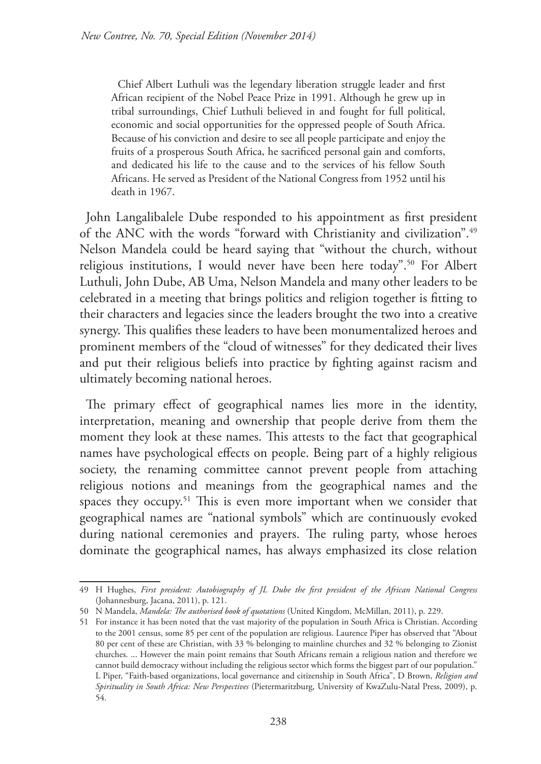> Chief Albert Luthuli was the legendary liberation struggle leader and first African recipient of the Nobel Peace Prize in 1991. Although he grew up in tribal surroundings, Chief Luthuli believed in and fought for full political, economic and social opportunities for the oppressed people of South Africa. Because of his conviction and desire to see all people participate and enjoy the fruits of a prosperous South Africa, he sacrificed personal gain and comforts, and dedicated his life to the cause and to the services of his fellow South Africans. He served as President of the National Congress from 1952 until his death in 1967.

John Langalibalele Dube responded to his appointment as first president of the ANC with the words "forward with Christianity and civilization".[49] Nelson Mandela could be heard saying that "without the church, without religious institutions, I would never have been here today".[50] For Albert Luthuli, John Dube, AB Uma, Nelson Mandela and many other leaders to be celebrated in a meeting that brings politics and religion together is fitting to their characters and legacies since the leaders brought the two into a creative synergy. This qualifies these leaders to have been monumentalized heroes and prominent members of the "cloud of witnesses" for they dedicated their lives and put their religious beliefs into practice by fighting against racism and ultimately becoming national heroes.

The primary effect of geographical names lies more in the identity, interpretation, meaning and ownership that people derive from them the moment they look at these names. This attests to the fact that geographical names have psychological effects on people. Being part of a highly religious society, the renaming committee cannot prevent people from attaching religious notions and meanings from the geographical names and the spaces they occupy.[51] This is even more important when we consider that geographical names are "national symbols" which are continuously evoked during national ceremonies and prayers. The ruling party, whose heroes dominate the geographical names, has always emphasized its close relation

---

49 H Hughes, *First president: Autobiography of JL Dube the first president of the African National Congress* (Johannesburg, Jacana, 2011), p. 121.

50 N Mandela, *Mandela: The authorised book of quotations* (United Kingdom, McMillan, 2011), p. 229.

51 For instance it has been noted that the vast majority of the population in South Africa is Christian. According to the 2001 census, some 85 per cent of the population are religious. Laurence Piper has observed that "About 80 per cent of these are Christian, with 33 % belonging to mainline churches and 32 % belonging to Zionist churches. ... However the main point remains that South Africans remain a religious nation and therefore we cannot build democracy without including the religious sector which forms the biggest part of our population." L Piper, "Faith-based organizations, local governance and citizenship in South Africa", D Brown, *Religion and Spirituality in South Africa: New Perspectives* (Pietermaritzburg, University of KwaZulu-Natal Press, 2009), p. 54.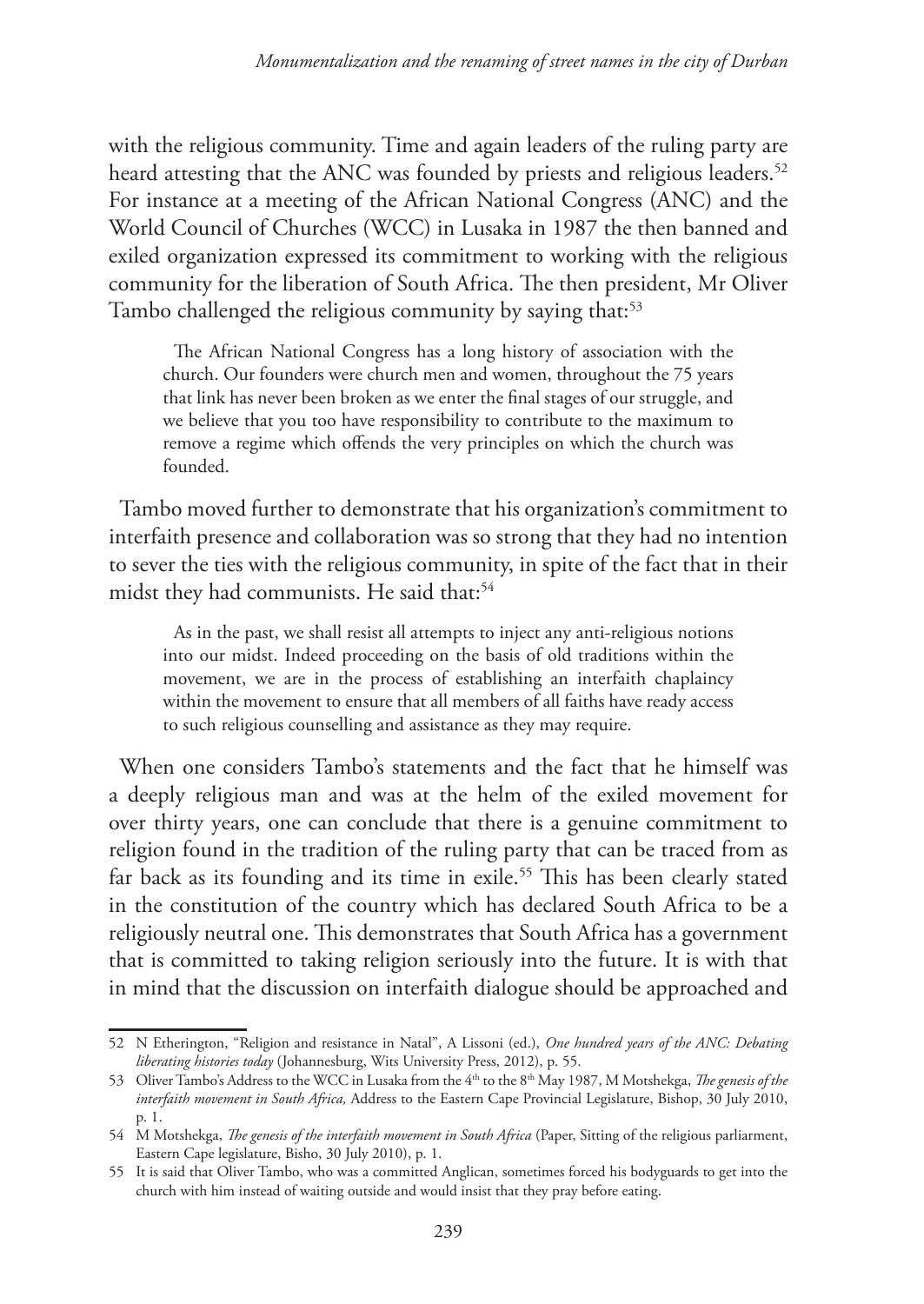with the religious community. Time and again leaders of the ruling party are heard attesting that the ANC was founded by priests and religious leaders.[52] For instance at a meeting of the African National Congress (ANC) and the World Council of Churches (WCC) in Lusaka in 1987 the then banned and exiled organization expressed its commitment to working with the religious community for the liberation of South Africa. The then president, Mr Oliver Tambo challenged the religious community by saying that:[53]

> The African National Congress has a long history of association with the church. Our founders were church men and women, throughout the 75 years that link has never been broken as we enter the final stages of our struggle, and we believe that you too have responsibility to contribute to the maximum to remove a regime which offends the very principles on which the church was founded.

Tambo moved further to demonstrate that his organization's commitment to interfaith presence and collaboration was so strong that they had no intention to sever the ties with the religious community, in spite of the fact that in their midst they had communists. He said that:[54]

> As in the past, we shall resist all attempts to inject any anti-religious notions into our midst. Indeed proceeding on the basis of old traditions within the movement, we are in the process of establishing an interfaith chaplaincy within the movement to ensure that all members of all faiths have ready access to such religious counselling and assistance as they may require.

When one considers Tambo's statements and the fact that he himself was a deeply religious man and was at the helm of the exiled movement for over thirty years, one can conclude that there is a genuine commitment to religion found in the tradition of the ruling party that can be traced from as far back as its founding and its time in exile.[55] This has been clearly stated in the constitution of the country which has declared South Africa to be a religiously neutral one. This demonstrates that South Africa has a government that is committed to taking religion seriously into the future. It is with that in mind that the discussion on interfaith dialogue should be approached and

---

52 N Etherington, "Religion and resistance in Natal", A Lissoni (ed.), *One hundred years of the ANC: Debating liberating histories today* (Johannesburg, Wits University Press, 2012), p. 55.

53 Oliver Tambo's Address to the WCC in Lusaka from the 4th to the 8th May 1987, M Motshekga, *The genesis of the interfaith movement in South Africa,* Address to the Eastern Cape Provincial Legislature, Bishop, 30 July 2010, p. 1.

54 M Motshekga, *The genesis of the interfaith movement in South Africa* (Paper, Sitting of the religious parliarment, Eastern Cape legislature, Bisho, 30 July 2010), p. 1.

55 It is said that Oliver Tambo, who was a committed Anglican, sometimes forced his bodyguards to get into the church with him instead of waiting outside and would insist that they pray before eating.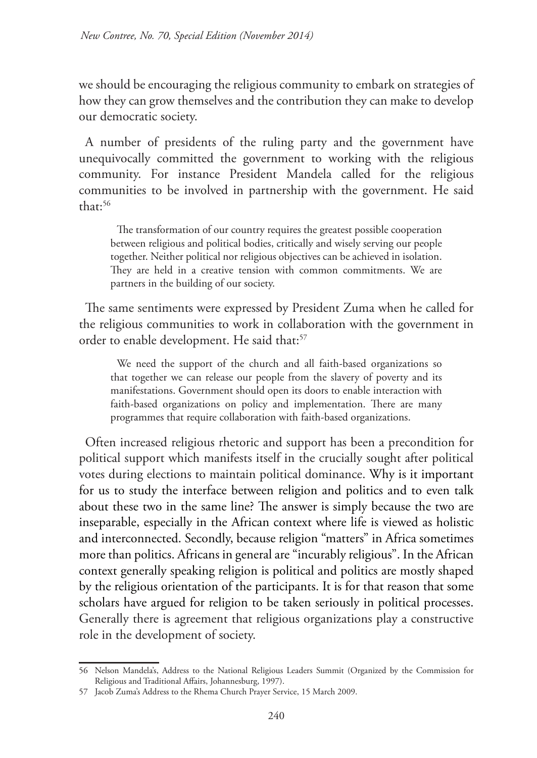we should be encouraging the religious community to embark on strategies of how they can grow themselves and the contribution they can make to develop our democratic society.

A number of presidents of the ruling party and the government have unequivocally committed the government to working with the religious community. For instance President Mandela called for the religious communities to be involved in partnership with the government. He said that:[56]

> The transformation of our country requires the greatest possible cooperation between religious and political bodies, critically and wisely serving our people together. Neither political nor religious objectives can be achieved in isolation. They are held in a creative tension with common commitments. We are partners in the building of our society.

The same sentiments were expressed by President Zuma when he called for the religious communities to work in collaboration with the government in order to enable development. He said that:[57]

> We need the support of the church and all faith-based organizations so that together we can release our people from the slavery of poverty and its manifestations. Government should open its doors to enable interaction with faith-based organizations on policy and implementation. There are many programmes that require collaboration with faith-based organizations.

Often increased religious rhetoric and support has been a precondition for political support which manifests itself in the crucially sought after political votes during elections to maintain political dominance. Why is it important for us to study the interface between religion and politics and to even talk about these two in the same line? The answer is simply because the two are inseparable, especially in the African context where life is viewed as holistic and interconnected. Secondly, because religion "matters" in Africa sometimes more than politics. Africans in general are "incurably religious". In the African context generally speaking religion is political and politics are mostly shaped by the religious orientation of the participants. It is for that reason that some scholars have argued for religion to be taken seriously in political processes. Generally there is agreement that religious organizations play a constructive role in the development of society.

---

56 Nelson Mandela's, Address to the National Religious Leaders Summit (Organized by the Commission for Religious and Traditional Affairs, Johannesburg, 1997).

57 Jacob Zuma's Address to the Rhema Church Prayer Service, 15 March 2009.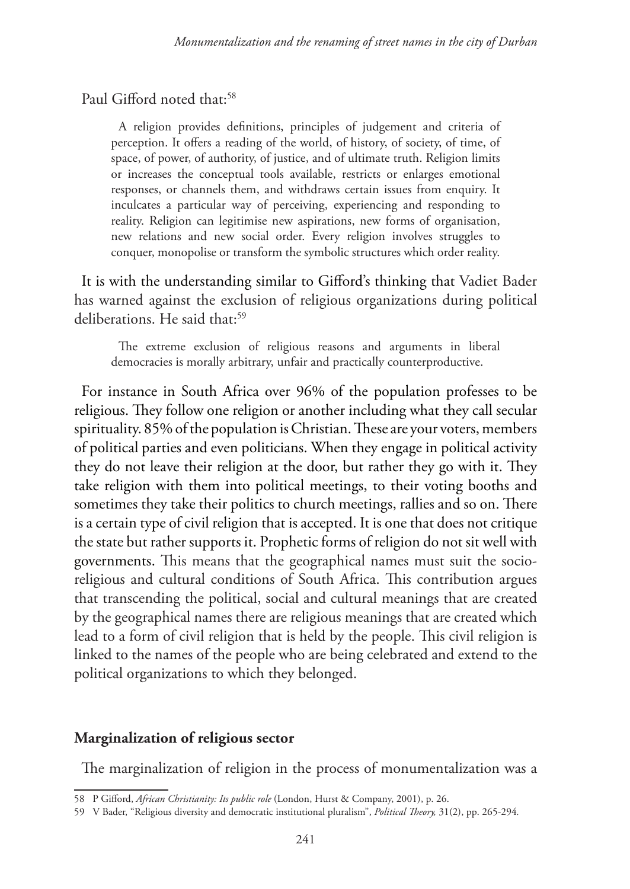Paul Gifford noted that:[58]

> A religion provides definitions, principles of judgement and criteria of perception. It offers a reading of the world, of history, of society, of time, of space, of power, of authority, of justice, and of ultimate truth. Religion limits or increases the conceptual tools available, restricts or enlarges emotional responses, or channels them, and withdraws certain issues from enquiry. It inculcates a particular way of perceiving, experiencing and responding to reality. Religion can legitimise new aspirations, new forms of organisation, new relations and new social order. Every religion involves struggles to conquer, monopolise or transform the symbolic structures which order reality.

It is with the understanding similar to Gifford's thinking that Vadiet Bader has warned against the exclusion of religious organizations during political deliberations. He said that:[59]

> The extreme exclusion of religious reasons and arguments in liberal democracies is morally arbitrary, unfair and practically counterproductive.

For instance in South Africa over 96% of the population professes to be religious. They follow one religion or another including what they call secular spirituality. 85% of the population is Christian. These are your voters, members of political parties and even politicians. When they engage in political activity they do not leave their religion at the door, but rather they go with it. They take religion with them into political meetings, to their voting booths and sometimes they take their politics to church meetings, rallies and so on. There is a certain type of civil religion that is accepted. It is one that does not critique the state but rather supports it. Prophetic forms of religion do not sit well with governments. This means that the geographical names must suit the socio-religious and cultural conditions of South Africa. This contribution argues that transcending the political, social and cultural meanings that are created by the geographical names there are religious meanings that are created which lead to a form of civil religion that is held by the people. This civil religion is linked to the names of the people who are being celebrated and extend to the political organizations to which they belonged.

## Marginalization of religious sector

The marginalization of religion in the process of monumentalization was a

---

58 P Gifford, *African Christianity: Its public role* (London, Hurst & Company, 2001), p. 26.

59 V Bader, "Religious diversity and democratic institutional pluralism", *Political Theory,* 31(2), pp. 265-294.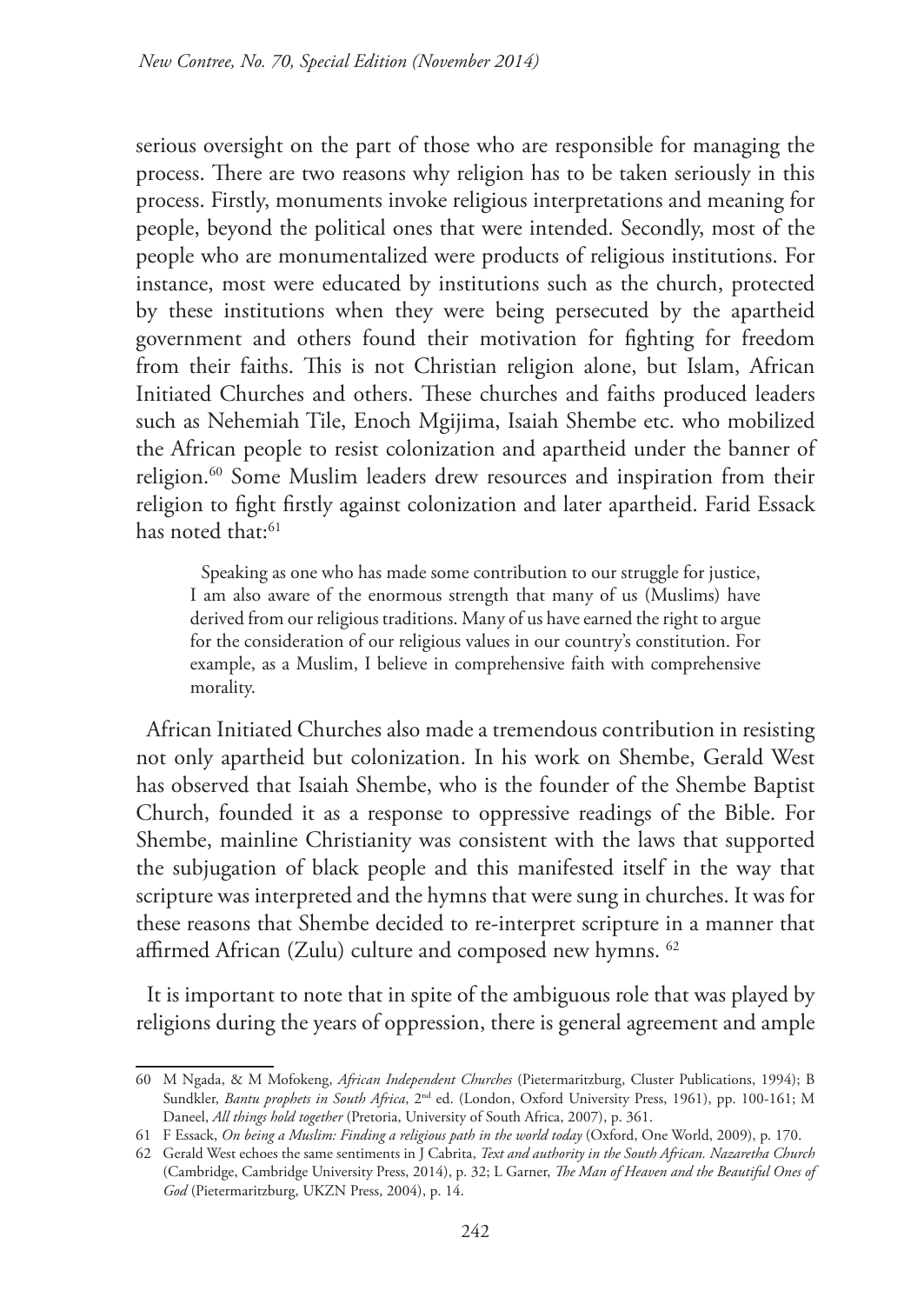serious oversight on the part of those who are responsible for managing the process. There are two reasons why religion has to be taken seriously in this process. Firstly, monuments invoke religious interpretations and meaning for people, beyond the political ones that were intended. Secondly, most of the people who are monumentalized were products of religious institutions. For instance, most were educated by institutions such as the church, protected by these institutions when they were being persecuted by the apartheid government and others found their motivation for fighting for freedom from their faiths. This is not Christian religion alone, but Islam, African Initiated Churches and others. These churches and faiths produced leaders such as Nehemiah Tile, Enoch Mgijima, Isaiah Shembe etc. who mobilized the African people to resist colonization and apartheid under the banner of religion.[60] Some Muslim leaders drew resources and inspiration from their religion to fight firstly against colonization and later apartheid. Farid Essack has noted that:[61]

> Speaking as one who has made some contribution to our struggle for justice, I am also aware of the enormous strength that many of us (Muslims) have derived from our religious traditions. Many of us have earned the right to argue for the consideration of our religious values in our country's constitution. For example, as a Muslim, I believe in comprehensive faith with comprehensive morality.

African Initiated Churches also made a tremendous contribution in resisting not only apartheid but colonization. In his work on Shembe, Gerald West has observed that Isaiah Shembe, who is the founder of the Shembe Baptist Church, founded it as a response to oppressive readings of the Bible. For Shembe, mainline Christianity was consistent with the laws that supported the subjugation of black people and this manifested itself in the way that scripture was interpreted and the hymns that were sung in churches. It was for these reasons that Shembe decided to re-interpret scripture in a manner that affirmed African (Zulu) culture and composed new hymns. [62]

It is important to note that in spite of the ambiguous role that was played by religions during the years of oppression, there is general agreement and ample

---

60 M Ngada, & M Mofokeng, *African Independent Churches* (Pietermaritzburg, Cluster Publications, 1994); B Sundkler, *Bantu prophets in South Africa*, 2nd ed. (London, Oxford University Press, 1961), pp. 100-161; M Daneel, *All things hold together* (Pretoria, University of South Africa, 2007), p. 361.

61 F Essack, *On being a Muslim: Finding a religious path in the world today* (Oxford, One World, 2009), p. 170.

62 Gerald West echoes the same sentiments in J Cabrita, *Text and authority in the South African. Nazaretha Church* (Cambridge, Cambridge University Press, 2014), p. 32; L Garner, *The Man of Heaven and the Beautiful Ones of God* (Pietermaritzburg, UKZN Press, 2004), p. 14.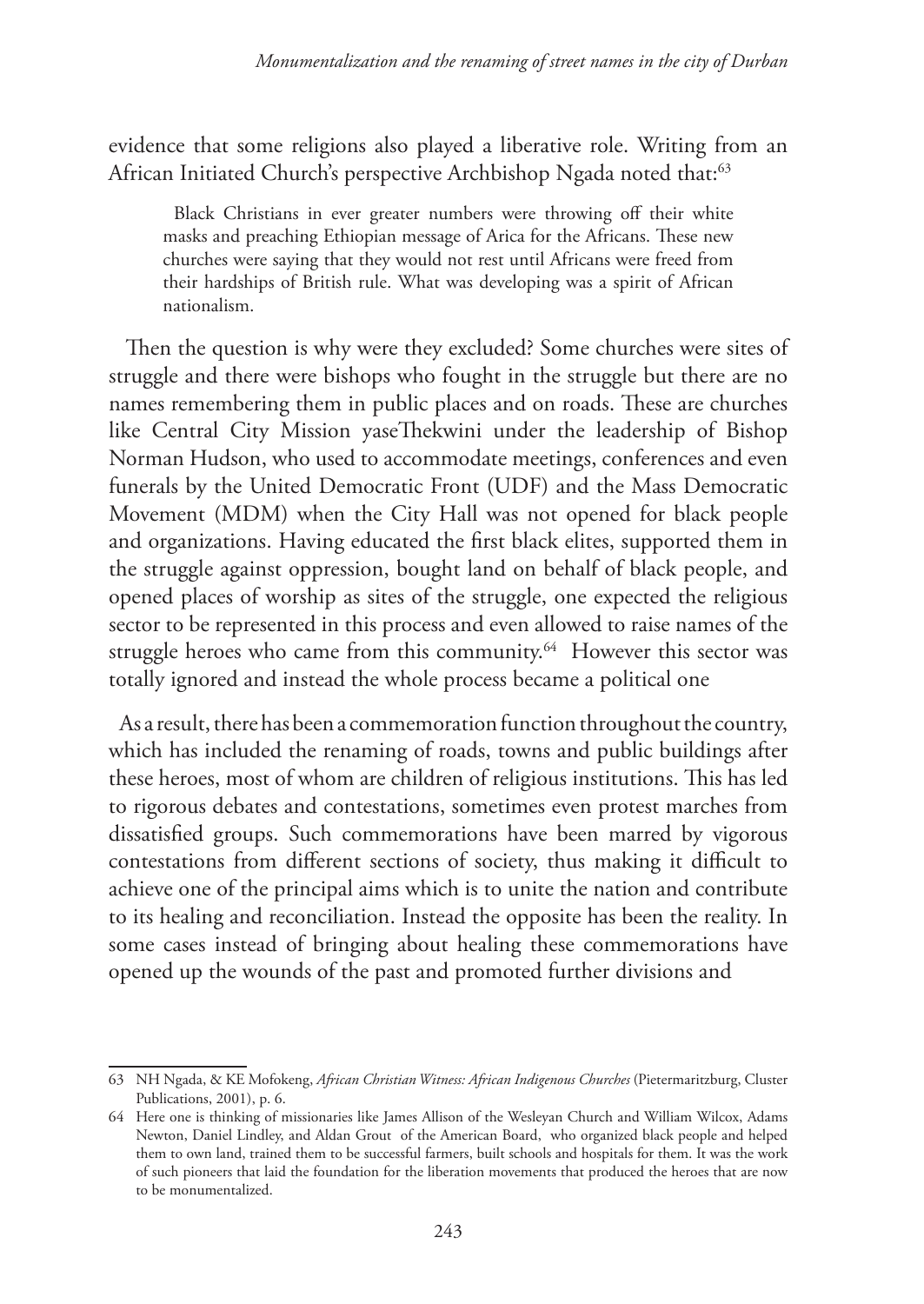evidence that some religions also played a liberative role. Writing from an African Initiated Church's perspective Archbishop Ngada noted that:[63]

> Black Christians in ever greater numbers were throwing off their white masks and preaching Ethiopian message of Arica for the Africans. These new churches were saying that they would not rest until Africans were freed from their hardships of British rule. What was developing was a spirit of African nationalism.

Then the question is why were they excluded? Some churches were sites of struggle and there were bishops who fought in the struggle but there are no names remembering them in public places and on roads. These are churches like Central City Mission yaseThekwini under the leadership of Bishop Norman Hudson, who used to accommodate meetings, conferences and even funerals by the United Democratic Front (UDF) and the Mass Democratic Movement (MDM) when the City Hall was not opened for black people and organizations. Having educated the first black elites, supported them in the struggle against oppression, bought land on behalf of black people, and opened places of worship as sites of the struggle, one expected the religious sector to be represented in this process and even allowed to raise names of the struggle heroes who came from this community.[64] However this sector was totally ignored and instead the whole process became a political one

As a result, there has been a commemoration function throughout the country, which has included the renaming of roads, towns and public buildings after these heroes, most of whom are children of religious institutions. This has led to rigorous debates and contestations, sometimes even protest marches from dissatisfied groups. Such commemorations have been marred by vigorous contestations from different sections of society, thus making it difficult to achieve one of the principal aims which is to unite the nation and contribute to its healing and reconciliation. Instead the opposite has been the reality. In some cases instead of bringing about healing these commemorations have opened up the wounds of the past and promoted further divisions and

---

63 NH Ngada, & KE Mofokeng, *African Christian Witness: African Indigenous Churches* (Pietermaritzburg, Cluster Publications, 2001), p. 6.

64 Here one is thinking of missionaries like James Allison of the Wesleyan Church and William Wilcox, Adams Newton, Daniel Lindley, and Aldan Grout of the American Board, who organized black people and helped them to own land, trained them to be successful farmers, built schools and hospitals for them. It was the work of such pioneers that laid the foundation for the liberation movements that produced the heroes that are now to be monumentalized.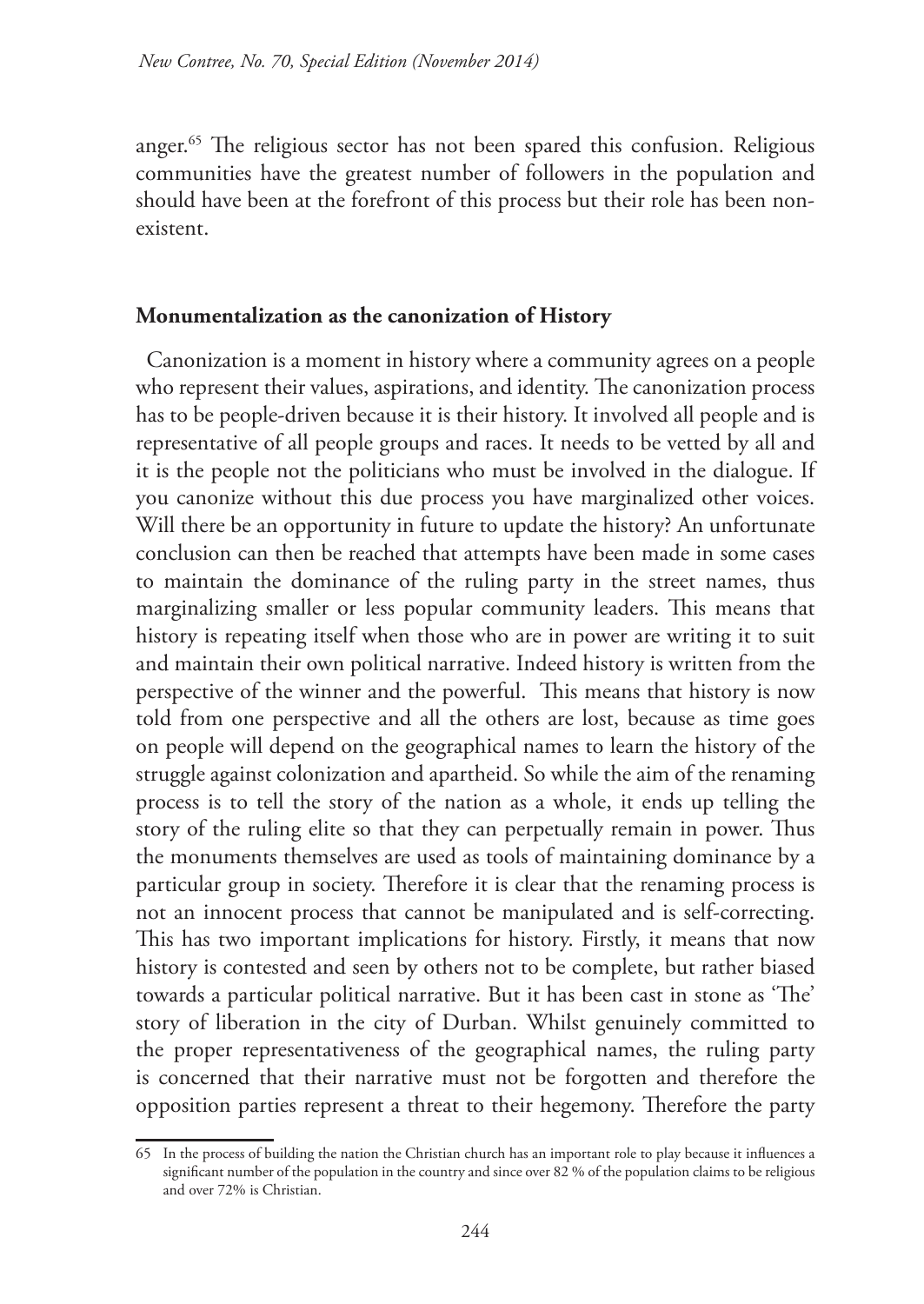anger.[65] The religious sector has not been spared this confusion. Religious communities have the greatest number of followers in the population and should have been at the forefront of this process but their role has been non-existent.

## Monumentalization as the canonization of History

Canonization is a moment in history where a community agrees on a people who represent their values, aspirations, and identity. The canonization process has to be people-driven because it is their history. It involved all people and is representative of all people groups and races. It needs to be vetted by all and it is the people not the politicians who must be involved in the dialogue. If you canonize without this due process you have marginalized other voices. Will there be an opportunity in future to update the history? An unfortunate conclusion can then be reached that attempts have been made in some cases to maintain the dominance of the ruling party in the street names, thus marginalizing smaller or less popular community leaders. This means that history is repeating itself when those who are in power are writing it to suit and maintain their own political narrative. Indeed history is written from the perspective of the winner and the powerful. This means that history is now told from one perspective and all the others are lost, because as time goes on people will depend on the geographical names to learn the history of the struggle against colonization and apartheid. So while the aim of the renaming process is to tell the story of the nation as a whole, it ends up telling the story of the ruling elite so that they can perpetually remain in power. Thus the monuments themselves are used as tools of maintaining dominance by a particular group in society. Therefore it is clear that the renaming process is not an innocent process that cannot be manipulated and is self-correcting. This has two important implications for history. Firstly, it means that now history is contested and seen by others not to be complete, but rather biased towards a particular political narrative. But it has been cast in stone as 'The' story of liberation in the city of Durban. Whilst genuinely committed to the proper representativeness of the geographical names, the ruling party is concerned that their narrative must not be forgotten and therefore the opposition parties represent a threat to their hegemony. Therefore the party

---

65 In the process of building the nation the Christian church has an important role to play because it influences a significant number of the population in the country and since over 82 % of the population claims to be religious and over 72% is Christian.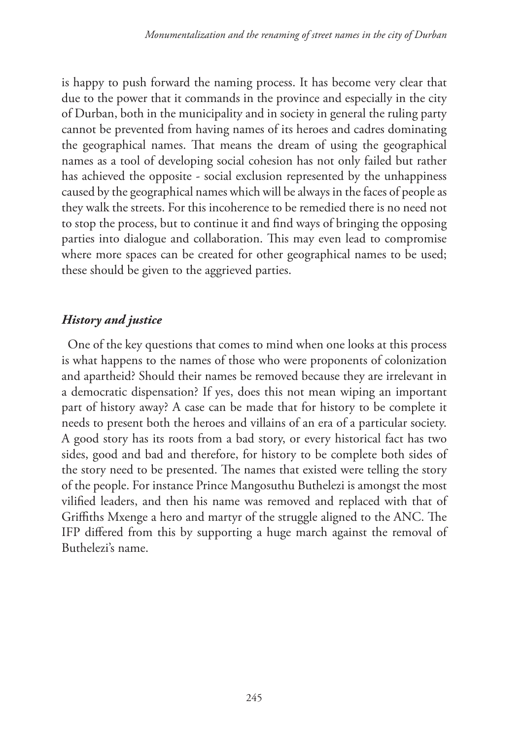is happy to push forward the naming process. It has become very clear that due to the power that it commands in the province and especially in the city of Durban, both in the municipality and in society in general the ruling party cannot be prevented from having names of its heroes and cadres dominating the geographical names. That means the dream of using the geographical names as a tool of developing social cohesion has not only failed but rather has achieved the opposite - social exclusion represented by the unhappiness caused by the geographical names which will be always in the faces of people as they walk the streets. For this incoherence to be remedied there is no need not to stop the process, but to continue it and find ways of bringing the opposing parties into dialogue and collaboration. This may even lead to compromise where more spaces can be created for other geographical names to be used; these should be given to the aggrieved parties.

### *History and justice*

One of the key questions that comes to mind when one looks at this process is what happens to the names of those who were proponents of colonization and apartheid? Should their names be removed because they are irrelevant in a democratic dispensation? If yes, does this not mean wiping an important part of history away? A case can be made that for history to be complete it needs to present both the heroes and villains of an era of a particular society. A good story has its roots from a bad story, or every historical fact has two sides, good and bad and therefore, for history to be complete both sides of the story need to be presented. The names that existed were telling the story of the people. For instance Prince Mangosuthu Buthelezi is amongst the most vilified leaders, and then his name was removed and replaced with that of Griffiths Mxenge a hero and martyr of the struggle aligned to the ANC. The IFP differed from this by supporting a huge march against the removal of Buthelezi's name.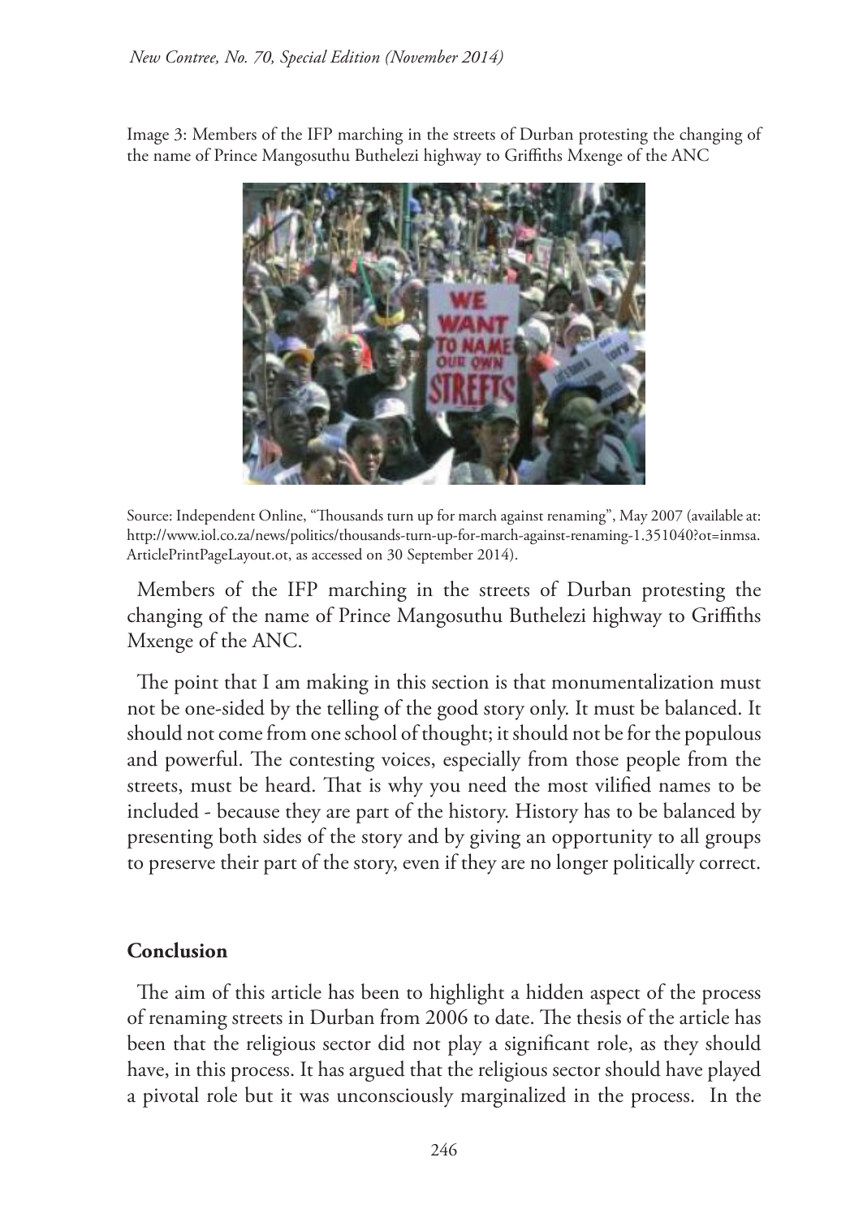Image 3: Members of the IFP marching in the streets of Durban protesting the changing of the name of Prince Mangosuthu Buthelezi highway to Griffiths Mxenge of the ANC

Source: Independent Online, "Thousands turn up for march against renaming", May 2007 (available at: http://www.iol.co.za/news/politics/thousands-turn-up-for-march-against-renaming-1.351040?ot=inmsa.ArticlePrintPageLayout.ot, as accessed on 30 September 2014).

Members of the IFP marching in the streets of Durban protesting the changing of the name of Prince Mangosuthu Buthelezi highway to Griffiths Mxenge of the ANC.

The point that I am making in this section is that monumentalization must not be one-sided by the telling of the good story only. It must be balanced. It should not come from one school of thought; it should not be for the populous and powerful. The contesting voices, especially from those people from the streets, must be heard. That is why you need the most vilified names to be included - because they are part of the history. History has to be balanced by presenting both sides of the story and by giving an opportunity to all groups to preserve their part of the story, even if they are no longer politically correct.

## Conclusion

The aim of this article has been to highlight a hidden aspect of the process of renaming streets in Durban from 2006 to date. The thesis of the article has been that the religious sector did not play a significant role, as they should have, in this process. It has argued that the religious sector should have played a pivotal role but it was unconsciously marginalized in the process. In the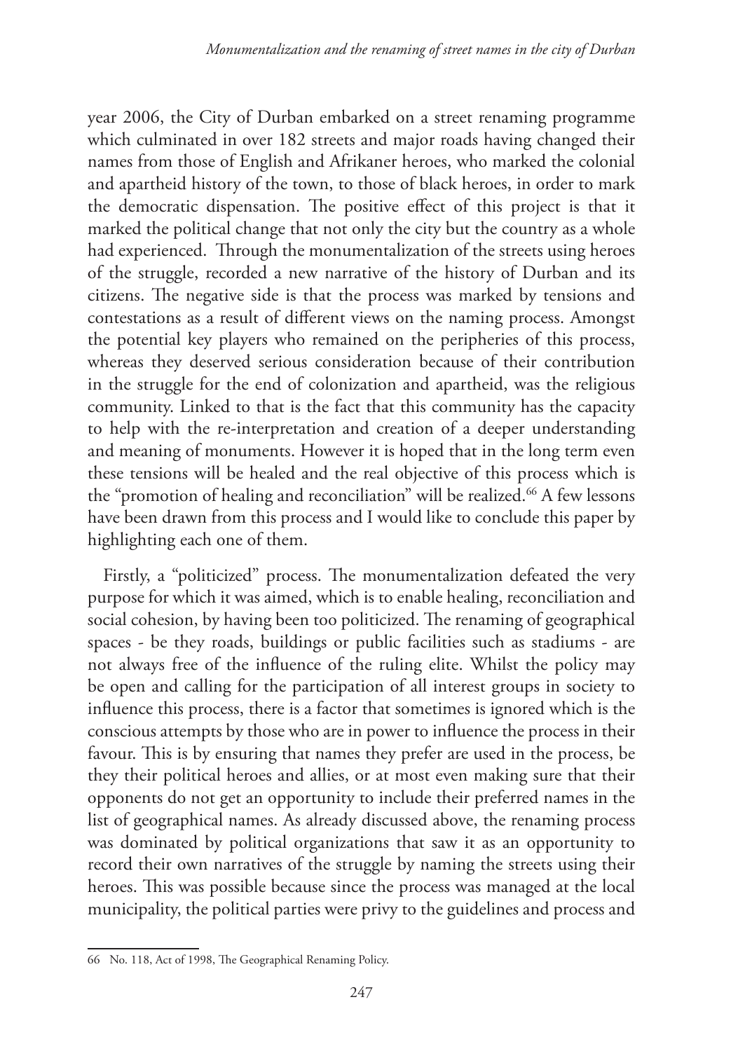year 2006, the City of Durban embarked on a street renaming programme which culminated in over 182 streets and major roads having changed their names from those of English and Afrikaner heroes, who marked the colonial and apartheid history of the town, to those of black heroes, in order to mark the democratic dispensation. The positive effect of this project is that it marked the political change that not only the city but the country as a whole had experienced. Through the monumentalization of the streets using heroes of the struggle, recorded a new narrative of the history of Durban and its citizens. The negative side is that the process was marked by tensions and contestations as a result of different views on the naming process. Amongst the potential key players who remained on the peripheries of this process, whereas they deserved serious consideration because of their contribution in the struggle for the end of colonization and apartheid, was the religious community. Linked to that is the fact that this community has the capacity to help with the re-interpretation and creation of a deeper understanding and meaning of monuments. However it is hoped that in the long term even these tensions will be healed and the real objective of this process which is the "promotion of healing and reconciliation" will be realized.[66] A few lessons have been drawn from this process and I would like to conclude this paper by highlighting each one of them.

Firstly, a "politicized" process. The monumentalization defeated the very purpose for which it was aimed, which is to enable healing, reconciliation and social cohesion, by having been too politicized. The renaming of geographical spaces - be they roads, buildings or public facilities such as stadiums - are not always free of the influence of the ruling elite. Whilst the policy may be open and calling for the participation of all interest groups in society to influence this process, there is a factor that sometimes is ignored which is the conscious attempts by those who are in power to influence the process in their favour. This is by ensuring that names they prefer are used in the process, be they their political heroes and allies, or at most even making sure that their opponents do not get an opportunity to include their preferred names in the list of geographical names. As already discussed above, the renaming process was dominated by political organizations that saw it as an opportunity to record their own narratives of the struggle by naming the streets using their heroes. This was possible because since the process was managed at the local municipality, the political parties were privy to the guidelines and process and

---

66 No. 118, Act of 1998, The Geographical Renaming Policy.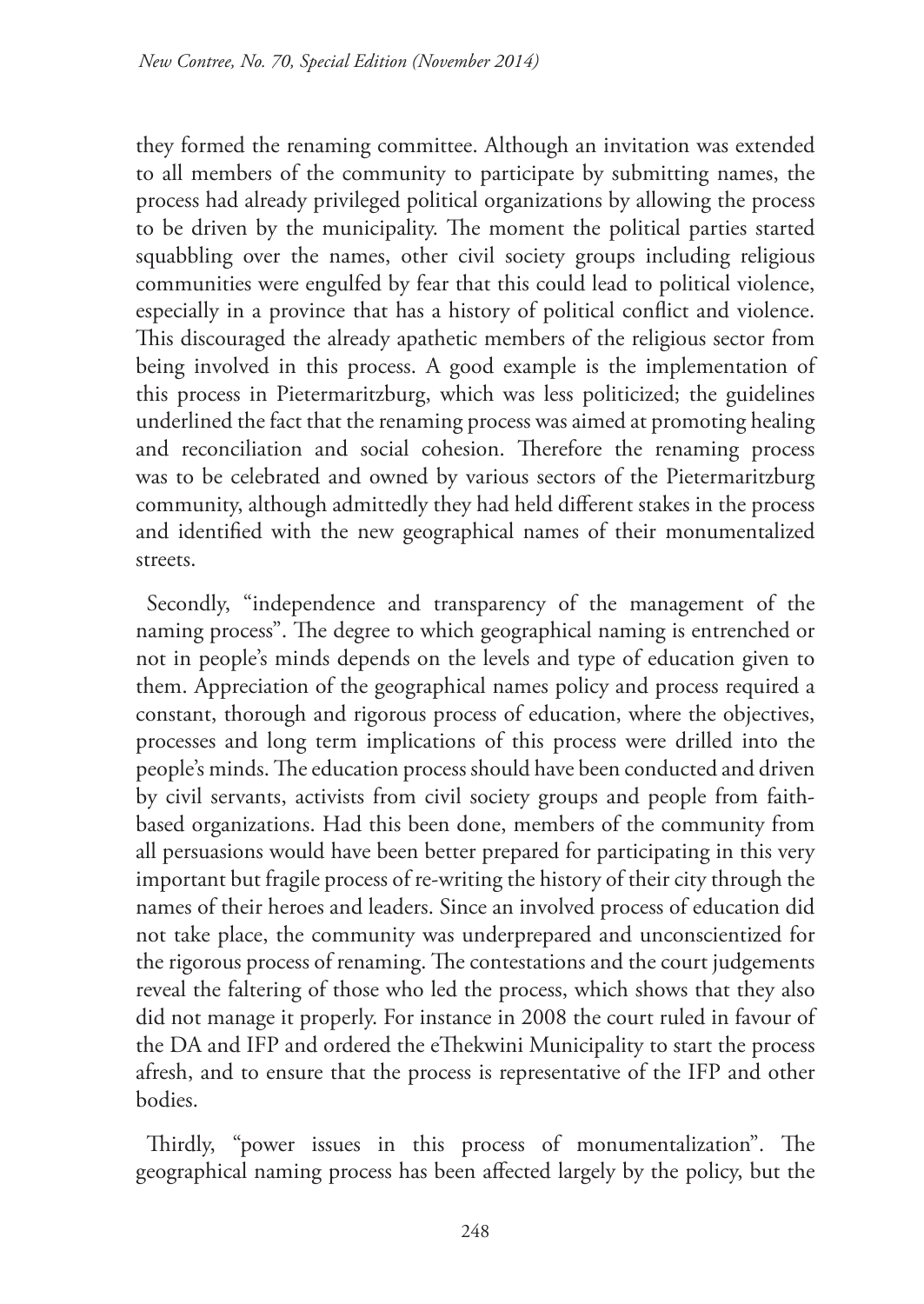they formed the renaming committee. Although an invitation was extended to all members of the community to participate by submitting names, the process had already privileged political organizations by allowing the process to be driven by the municipality. The moment the political parties started squabbling over the names, other civil society groups including religious communities were engulfed by fear that this could lead to political violence, especially in a province that has a history of political conflict and violence. This discouraged the already apathetic members of the religious sector from being involved in this process. A good example is the implementation of this process in Pietermaritzburg, which was less politicized; the guidelines underlined the fact that the renaming process was aimed at promoting healing and reconciliation and social cohesion. Therefore the renaming process was to be celebrated and owned by various sectors of the Pietermaritzburg community, although admittedly they had held different stakes in the process and identified with the new geographical names of their monumentalized streets.

Secondly, "independence and transparency of the management of the naming process". The degree to which geographical naming is entrenched or not in people's minds depends on the levels and type of education given to them. Appreciation of the geographical names policy and process required a constant, thorough and rigorous process of education, where the objectives, processes and long term implications of this process were drilled into the people's minds. The education process should have been conducted and driven by civil servants, activists from civil society groups and people from faith-based organizations. Had this been done, members of the community from all persuasions would have been better prepared for participating in this very important but fragile process of re-writing the history of their city through the names of their heroes and leaders. Since an involved process of education did not take place, the community was underprepared and unconscientized for the rigorous process of renaming. The contestations and the court judgements reveal the faltering of those who led the process, which shows that they also did not manage it properly. For instance in 2008 the court ruled in favour of the DA and IFP and ordered the eThekwini Municipality to start the process afresh, and to ensure that the process is representative of the IFP and other bodies.

Thirdly, "power issues in this process of monumentalization". The geographical naming process has been affected largely by the policy, but the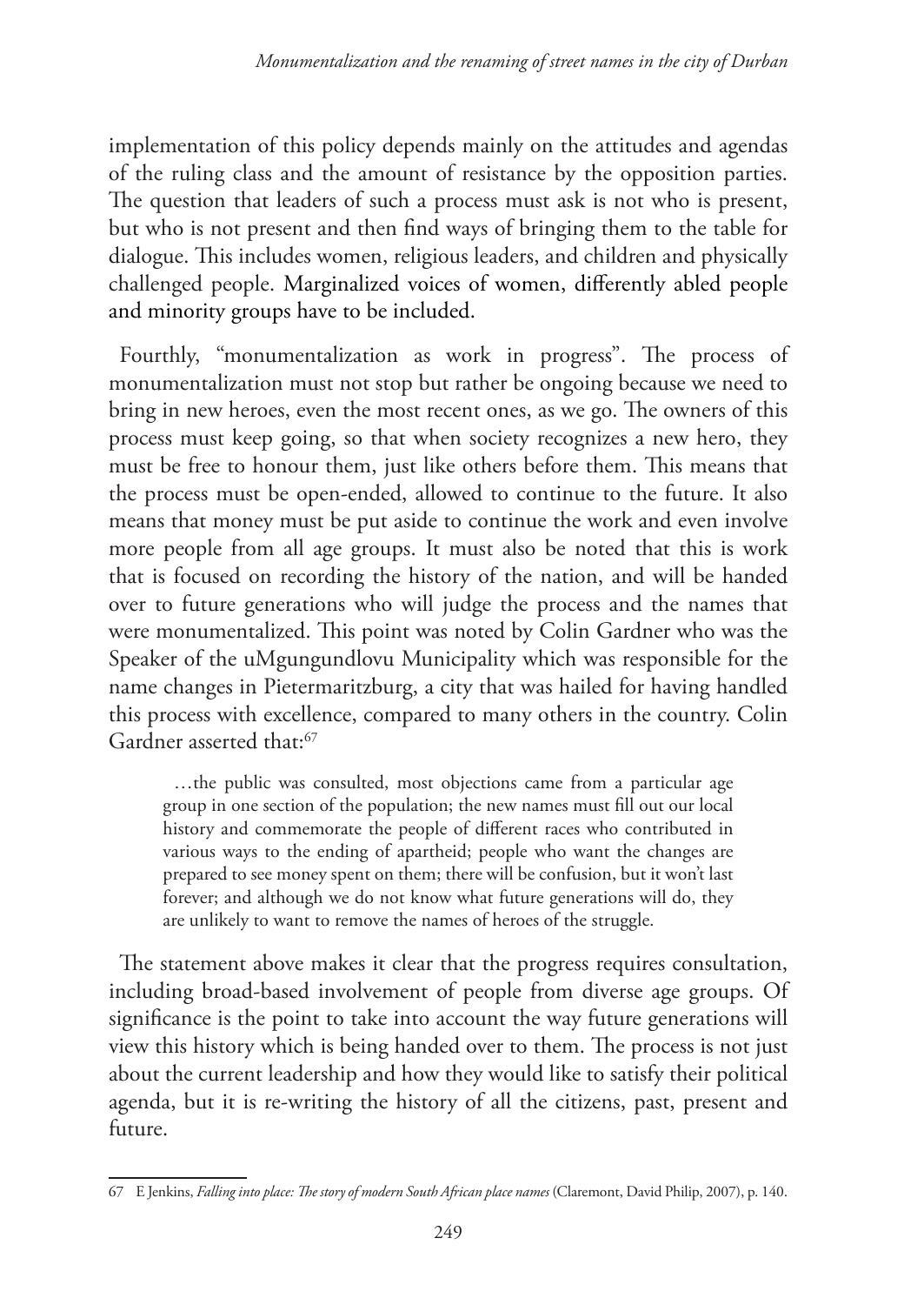implementation of this policy depends mainly on the attitudes and agendas of the ruling class and the amount of resistance by the opposition parties. The question that leaders of such a process must ask is not who is present, but who is not present and then find ways of bringing them to the table for dialogue. This includes women, religious leaders, and children and physically challenged people. Marginalized voices of women, differently abled people and minority groups have to be included.

Fourthly, "monumentalization as work in progress". The process of monumentalization must not stop but rather be ongoing because we need to bring in new heroes, even the most recent ones, as we go. The owners of this process must keep going, so that when society recognizes a new hero, they must be free to honour them, just like others before them. This means that the process must be open-ended, allowed to continue to the future. It also means that money must be put aside to continue the work and even involve more people from all age groups. It must also be noted that this is work that is focused on recording the history of the nation, and will be handed over to future generations who will judge the process and the names that were monumentalized. This point was noted by Colin Gardner who was the Speaker of the uMgungundlovu Municipality which was responsible for the name changes in Pietermaritzburg, a city that was hailed for having handled this process with excellence, compared to many others in the country. Colin Gardner asserted that:[67]

> …the public was consulted, most objections came from a particular age group in one section of the population; the new names must fill out our local history and commemorate the people of different races who contributed in various ways to the ending of apartheid; people who want the changes are prepared to see money spent on them; there will be confusion, but it won't last forever; and although we do not know what future generations will do, they are unlikely to want to remove the names of heroes of the struggle.

The statement above makes it clear that the progress requires consultation, including broad-based involvement of people from diverse age groups. Of significance is the point to take into account the way future generations will view this history which is being handed over to them. The process is not just about the current leadership and how they would like to satisfy their political agenda, but it is re-writing the history of all the citizens, past, present and future.

---

67 E Jenkins, *Falling into place: The story of modern South African place names* (Claremont, David Philip, 2007), p. 140.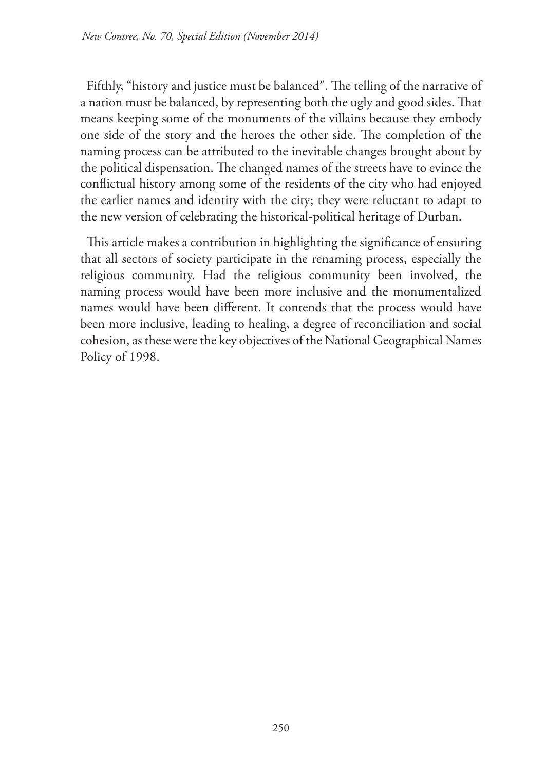Fifthly, "history and justice must be balanced". The telling of the narrative of a nation must be balanced, by representing both the ugly and good sides. That means keeping some of the monuments of the villains because they embody one side of the story and the heroes the other side. The completion of the naming process can be attributed to the inevitable changes brought about by the political dispensation. The changed names of the streets have to evince the conflictual history among some of the residents of the city who had enjoyed the earlier names and identity with the city; they were reluctant to adapt to the new version of celebrating the historical-political heritage of Durban.

This article makes a contribution in highlighting the significance of ensuring that all sectors of society participate in the renaming process, especially the religious community. Had the religious community been involved, the naming process would have been more inclusive and the monumentalized names would have been different. It contends that the process would have been more inclusive, leading to healing, a degree of reconciliation and social cohesion, as these were the key objectives of the National Geographical Names Policy of 1998.